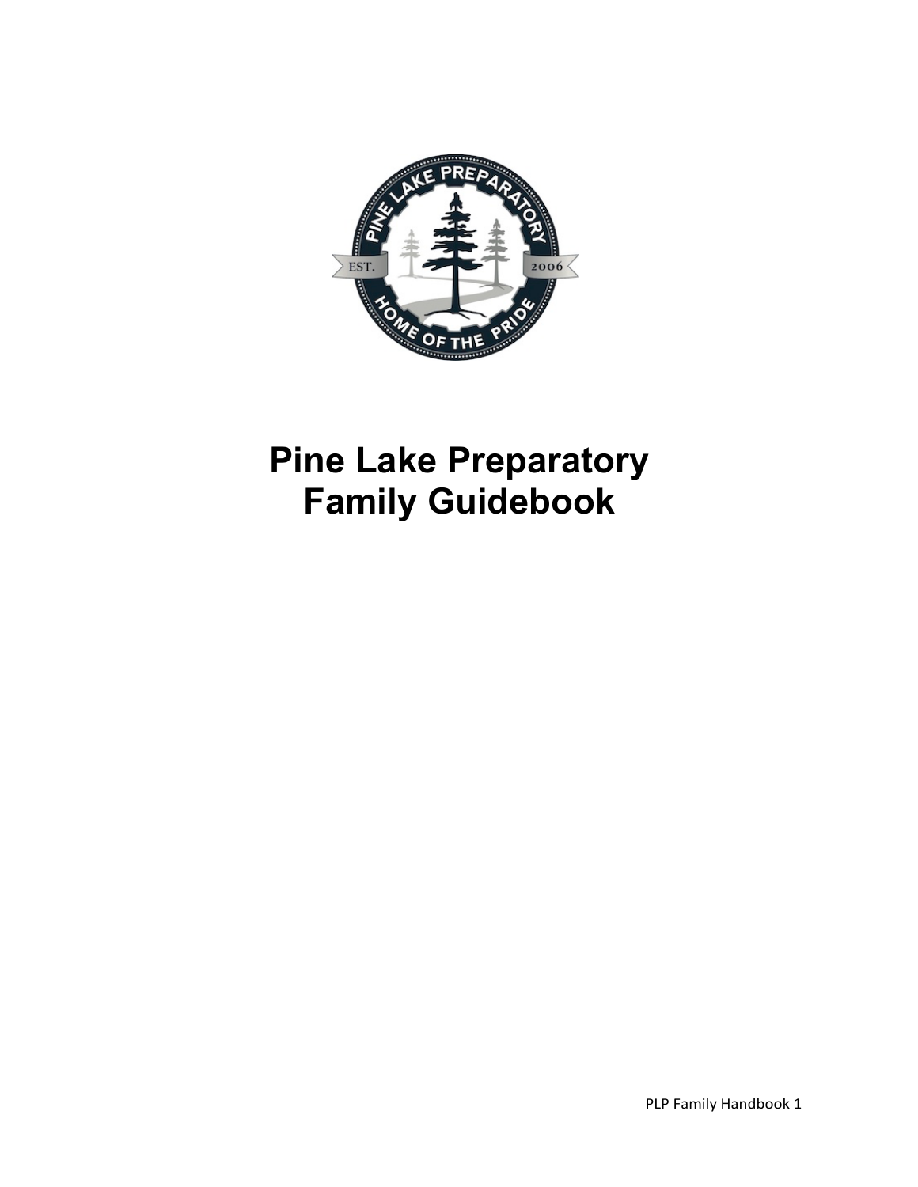# Pine Lake Preparatory Family Guidebook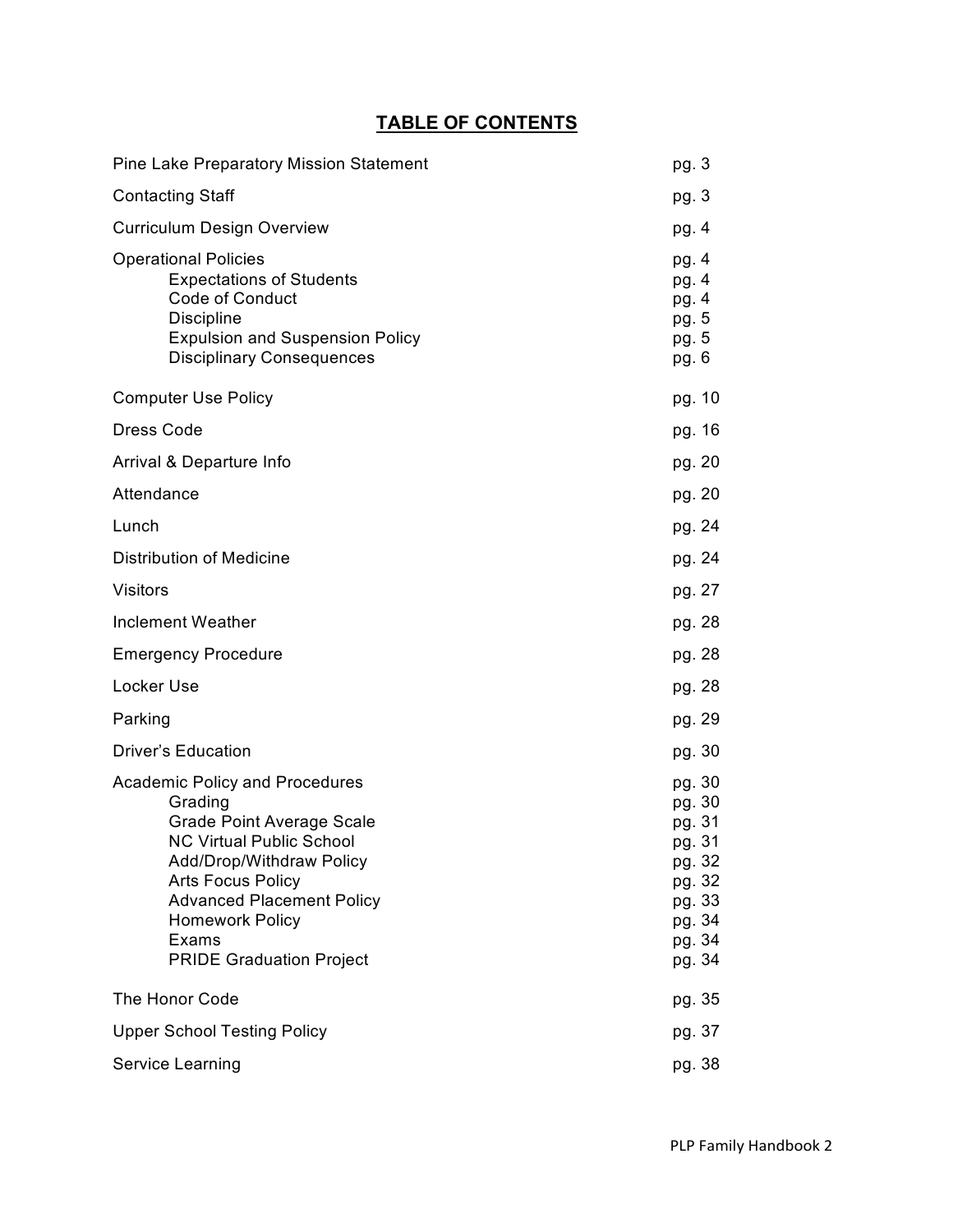# TABLE OF CONTENTS

| | |
|---|---|
| Pine Lake Preparatory Mission Statement | pg. 3 |
| Contacting Staff | pg. 3 |
| Curriculum Design Overview | pg. 4 |
| Operational Policies | pg. 4 |
| Expectations of Students | pg. 4 |
| Code of Conduct | pg. 4 |
| Discipline | pg. 5 |
| Expulsion and Suspension Policy | pg. 5 |
| Disciplinary Consequences | pg. 6 |
| Computer Use Policy | pg. 10 |
| Dress Code | pg. 16 |
| Arrival & Departure Info | pg. 20 |
| Attendance | pg. 20 |
| Lunch | pg. 24 |
| Distribution of Medicine | pg. 24 |
| Visitors | pg. 27 |
| Inclement Weather | pg. 28 |
| Emergency Procedure | pg. 28 |
| Locker Use | pg. 28 |
| Parking | pg. 29 |
| Driver's Education | pg. 30 |
| Academic Policy and Procedures | pg. 30 |
| Grading | pg. 30 |
| Grade Point Average Scale | pg. 31 |
| NC Virtual Public School | pg. 31 |
| Add/Drop/Withdraw Policy | pg. 32 |
| Arts Focus Policy | pg. 32 |
| Advanced Placement Policy | pg. 33 |
| Homework Policy | pg. 34 |
| Exams | pg. 34 |
| PRIDE Graduation Project | pg. 34 |
| The Honor Code | pg. 35 |
| Upper School Testing Policy | pg. 37 |
| Service Learning | pg. 38 |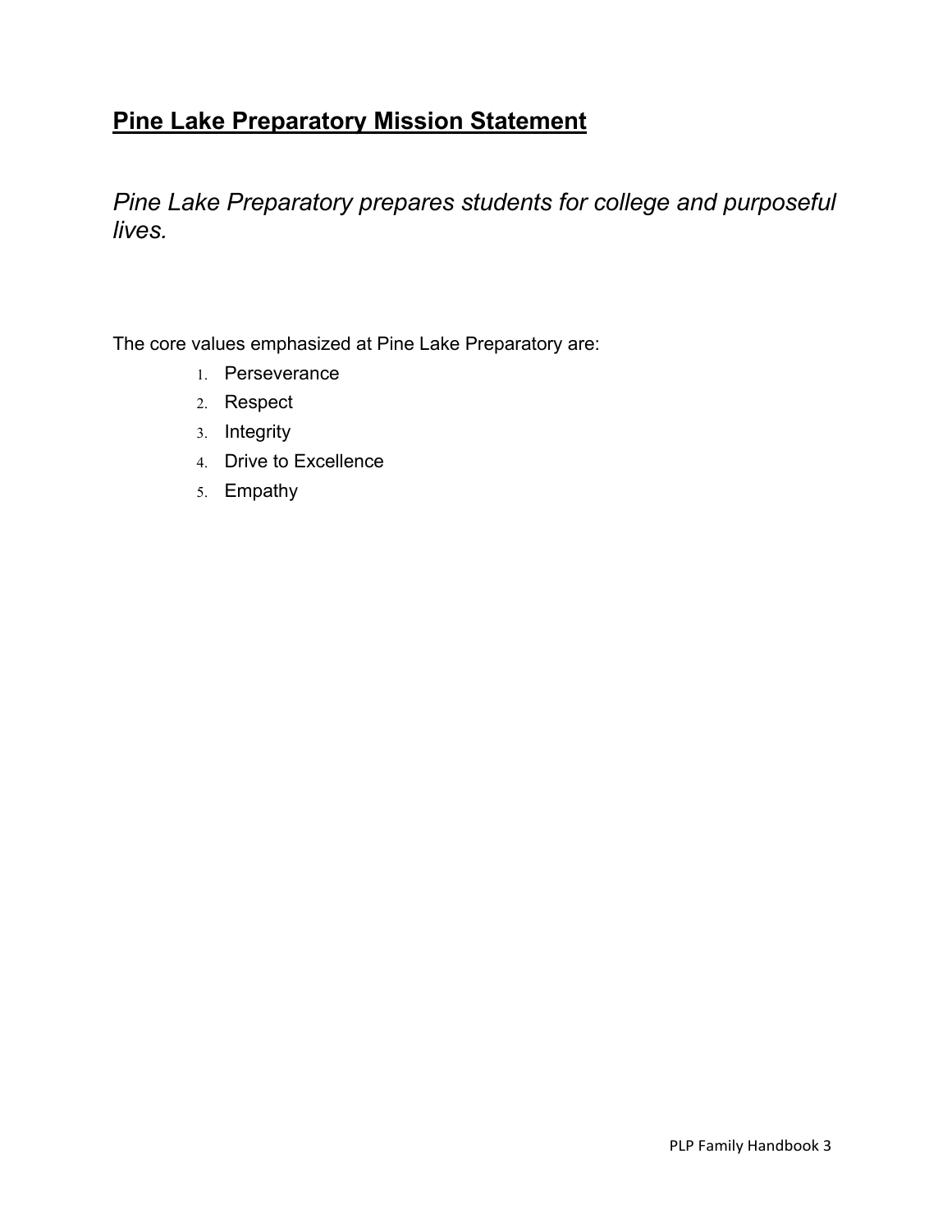## Pine Lake Preparatory Mission Statement

*Pine Lake Preparatory prepares students for college and purposeful lives.*

The core values emphasized at Pine Lake Preparatory are:

1. Perseverance
2. Respect
3. Integrity
4. Drive to Excellence
5. Empathy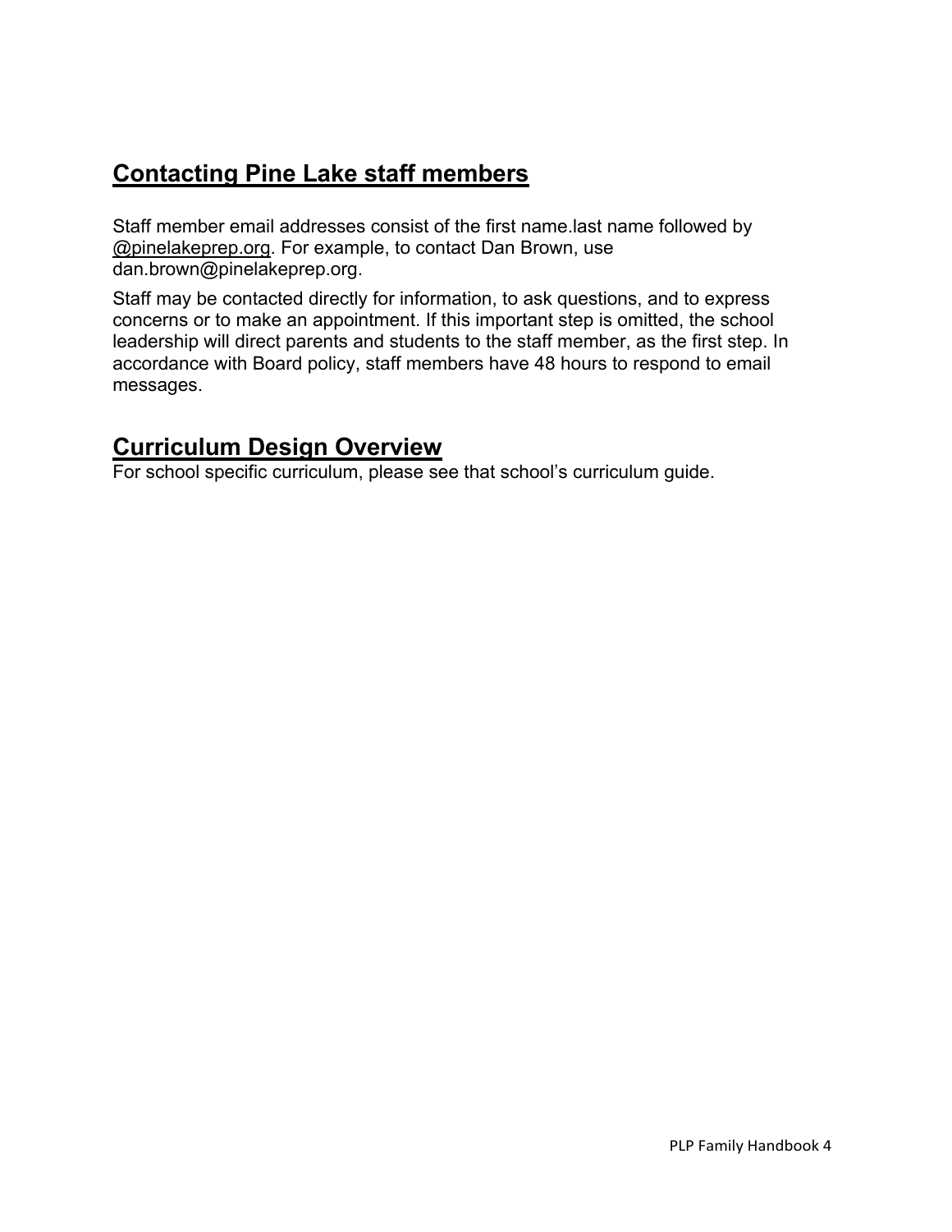## Contacting Pine Lake staff members

Staff member email addresses consist of the first name.last name followed by @pinelakeprep.org. For example, to contact Dan Brown, use dan.brown@pinelakeprep.org.

Staff may be contacted directly for information, to ask questions, and to express concerns or to make an appointment. If this important step is omitted, the school leadership will direct parents and students to the staff member, as the first step. In accordance with Board policy, staff members have 48 hours to respond to email messages.

## Curriculum Design Overview

For school specific curriculum, please see that school's curriculum guide.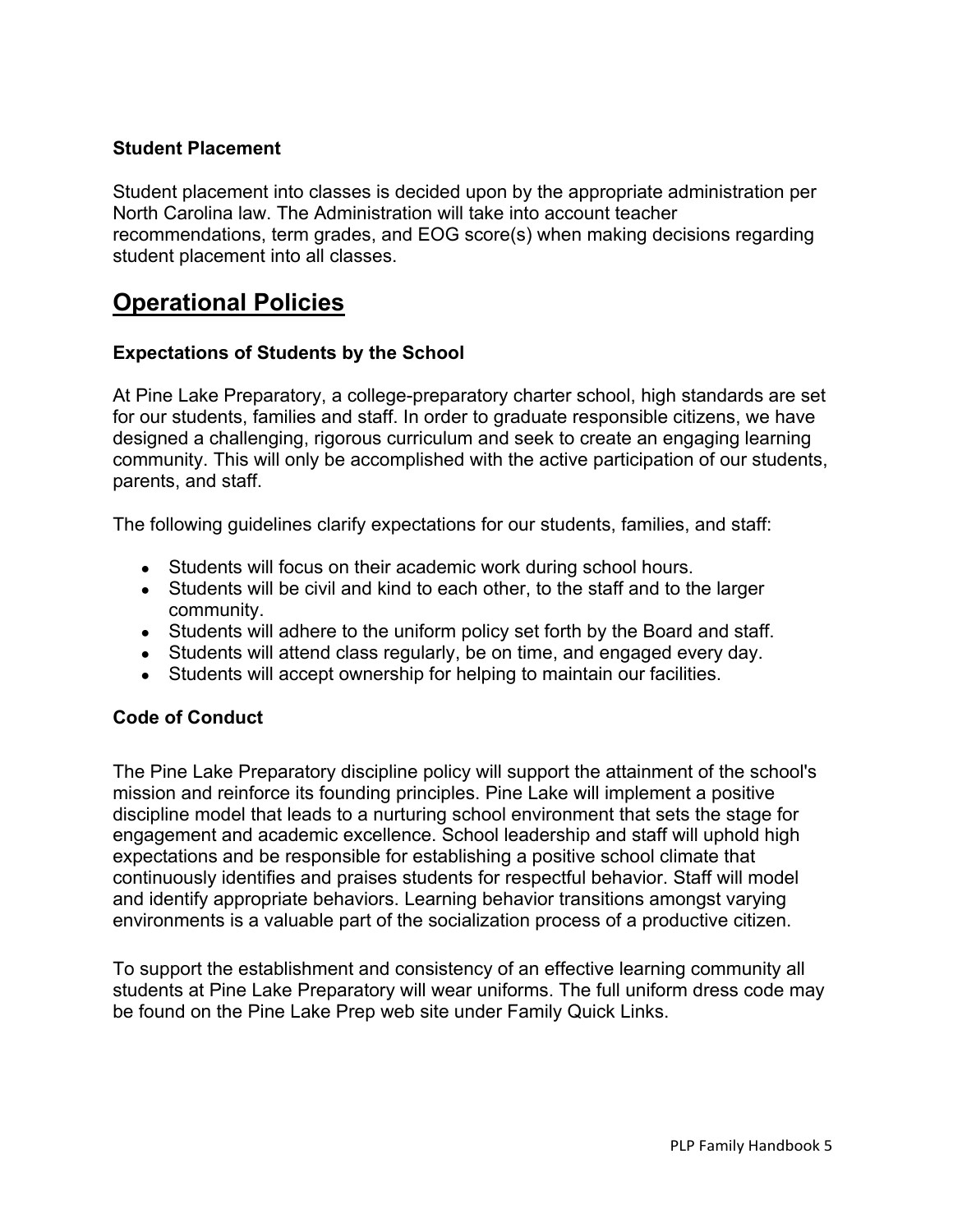### Student Placement

Student placement into classes is decided upon by the appropriate administration per North Carolina law. The Administration will take into account teacher recommendations, term grades, and EOG score(s) when making decisions regarding student placement into all classes.

## Operational Policies

### Expectations of Students by the School

At Pine Lake Preparatory, a college-preparatory charter school, high standards are set for our students, families and staff. In order to graduate responsible citizens, we have designed a challenging, rigorous curriculum and seek to create an engaging learning community. This will only be accomplished with the active participation of our students, parents, and staff.

The following guidelines clarify expectations for our students, families, and staff:

- Students will focus on their academic work during school hours.
- Students will be civil and kind to each other, to the staff and to the larger community.
- Students will adhere to the uniform policy set forth by the Board and staff.
- Students will attend class regularly, be on time, and engaged every day.
- Students will accept ownership for helping to maintain our facilities.

### Code of Conduct

The Pine Lake Preparatory discipline policy will support the attainment of the school's mission and reinforce its founding principles. Pine Lake will implement a positive discipline model that leads to a nurturing school environment that sets the stage for engagement and academic excellence. School leadership and staff will uphold high expectations and be responsible for establishing a positive school climate that continuously identifies and praises students for respectful behavior. Staff will model and identify appropriate behaviors. Learning behavior transitions amongst varying environments is a valuable part of the socialization process of a productive citizen.

To support the establishment and consistency of an effective learning community all students at Pine Lake Preparatory will wear uniforms. The full uniform dress code may be found on the Pine Lake Prep web site under Family Quick Links.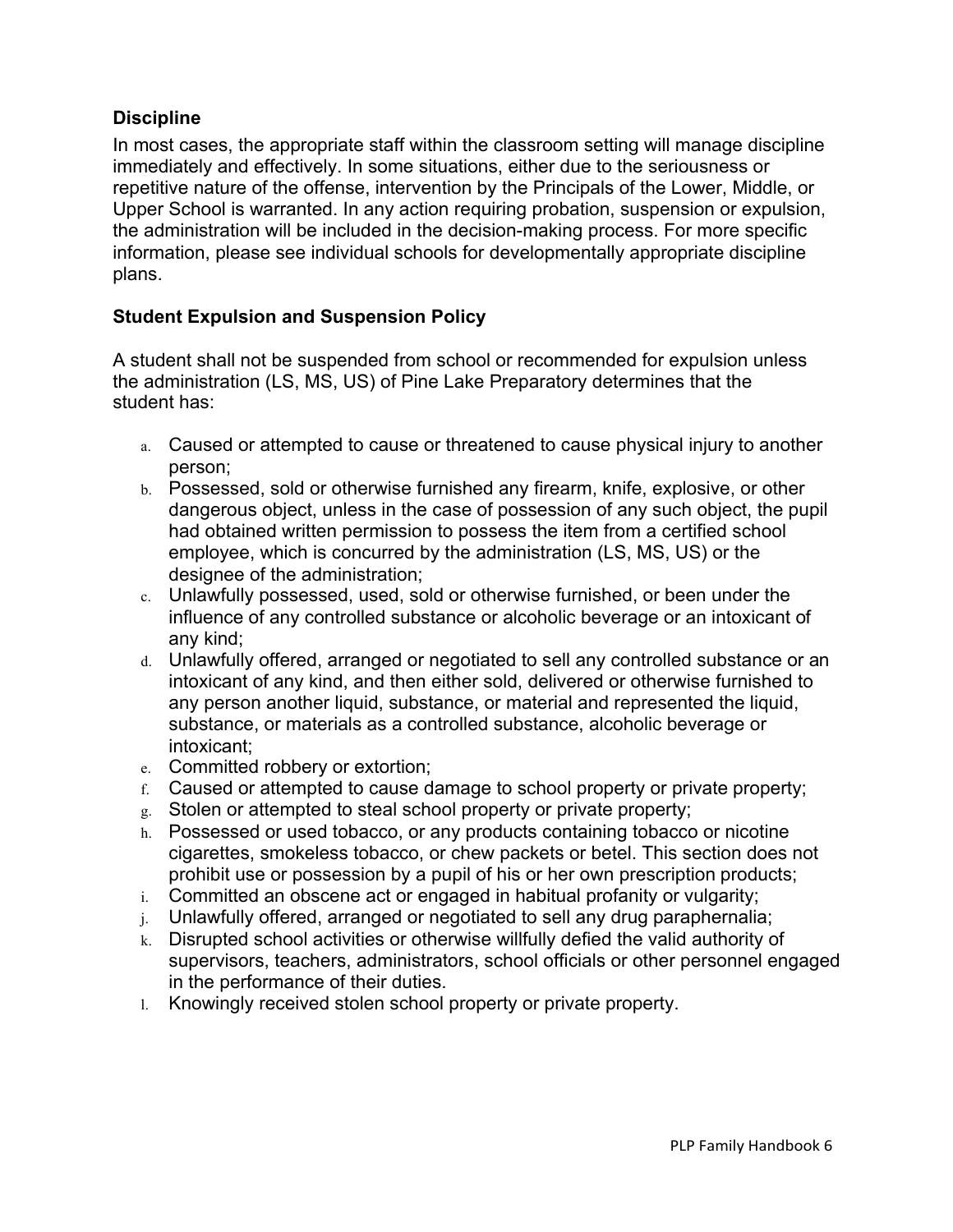### Discipline

In most cases, the appropriate staff within the classroom setting will manage discipline immediately and effectively. In some situations, either due to the seriousness or repetitive nature of the offense, intervention by the Principals of the Lower, Middle, or Upper School is warranted. In any action requiring probation, suspension or expulsion, the administration will be included in the decision-making process. For more specific information, please see individual schools for developmentally appropriate discipline plans.

### Student Expulsion and Suspension Policy

A student shall not be suspended from school or recommended for expulsion unless the administration (LS, MS, US) of Pine Lake Preparatory determines that the student has:

a. Caused or attempted to cause or threatened to cause physical injury to another person;
b. Possessed, sold or otherwise furnished any firearm, knife, explosive, or other dangerous object, unless in the case of possession of any such object, the pupil had obtained written permission to possess the item from a certified school employee, which is concurred by the administration (LS, MS, US) or the designee of the administration;
c. Unlawfully possessed, used, sold or otherwise furnished, or been under the influence of any controlled substance or alcoholic beverage or an intoxicant of any kind;
d. Unlawfully offered, arranged or negotiated to sell any controlled substance or an intoxicant of any kind, and then either sold, delivered or otherwise furnished to any person another liquid, substance, or material and represented the liquid, substance, or materials as a controlled substance, alcoholic beverage or intoxicant;
e. Committed robbery or extortion;
f. Caused or attempted to cause damage to school property or private property;
g. Stolen or attempted to steal school property or private property;
h. Possessed or used tobacco, or any products containing tobacco or nicotine cigarettes, smokeless tobacco, or chew packets or betel. This section does not prohibit use or possession by a pupil of his or her own prescription products;
i. Committed an obscene act or engaged in habitual profanity or vulgarity;
j. Unlawfully offered, arranged or negotiated to sell any drug paraphernalia;
k. Disrupted school activities or otherwise willfully defied the valid authority of supervisors, teachers, administrators, school officials or other personnel engaged in the performance of their duties.
l. Knowingly received stolen school property or private property.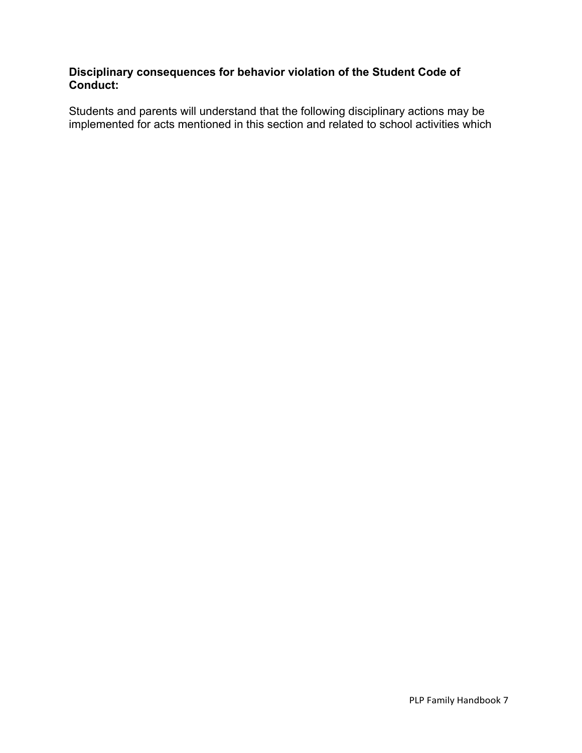**Disciplinary consequences for behavior violation of the Student Code of Conduct:**

Students and parents will understand that the following disciplinary actions may be implemented for acts mentioned in this section and related to school activities which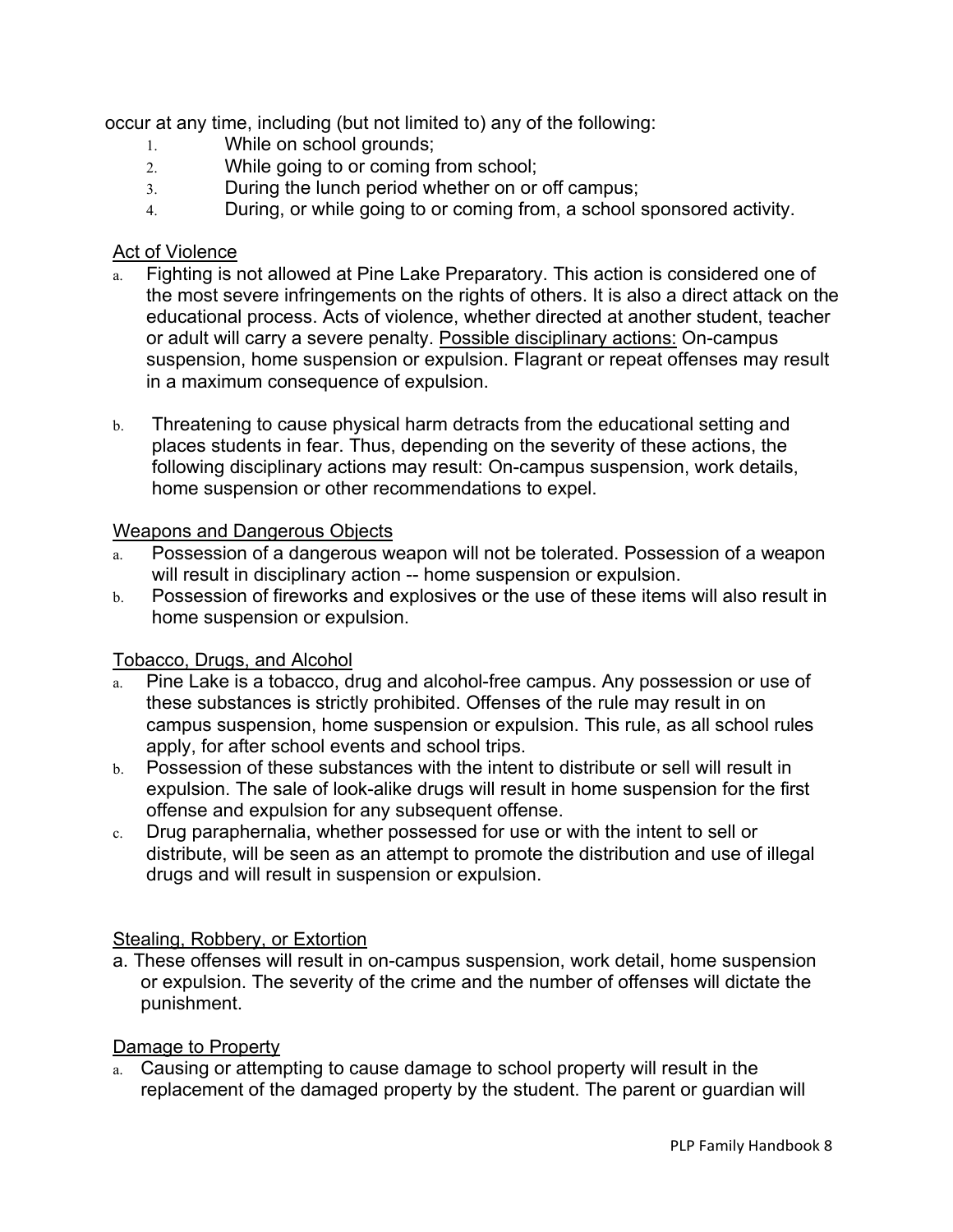occur at any time, including (but not limited to) any of the following:

1. While on school grounds;
2. While going to or coming from school;
3. During the lunch period whether on or off campus;
4. During, or while going to or coming from, a school sponsored activity.

<u>Act of Violence</u>

a. Fighting is not allowed at Pine Lake Preparatory. This action is considered one of the most severe infringements on the rights of others. It is also a direct attack on the educational process. Acts of violence, whether directed at another student, teacher or adult will carry a severe penalty. <u>Possible disciplinary actions:</u> On-campus suspension, home suspension or expulsion. Flagrant or repeat offenses may result in a maximum consequence of expulsion.

b. Threatening to cause physical harm detracts from the educational setting and places students in fear. Thus, depending on the severity of these actions, the following disciplinary actions may result: On-campus suspension, work details, home suspension or other recommendations to expel.

<u>Weapons and Dangerous Objects</u>

a. Possession of a dangerous weapon will not be tolerated. Possession of a weapon will result in disciplinary action -- home suspension or expulsion.
b. Possession of fireworks and explosives or the use of these items will also result in home suspension or expulsion.

<u>Tobacco, Drugs, and Alcohol</u>

a. Pine Lake is a tobacco, drug and alcohol-free campus. Any possession or use of these substances is strictly prohibited. Offenses of the rule may result in on campus suspension, home suspension or expulsion. This rule, as all school rules apply, for after school events and school trips.
b. Possession of these substances with the intent to distribute or sell will result in expulsion. The sale of look-alike drugs will result in home suspension for the first offense and expulsion for any subsequent offense.
c. Drug paraphernalia, whether possessed for use or with the intent to sell or distribute, will be seen as an attempt to promote the distribution and use of illegal drugs and will result in suspension or expulsion.

<u>Stealing, Robbery, or Extortion</u>

a. These offenses will result in on-campus suspension, work detail, home suspension or expulsion. The severity of the crime and the number of offenses will dictate the punishment.

<u>Damage to Property</u>

a. Causing or attempting to cause damage to school property will result in the replacement of the damaged property by the student. The parent or guardian will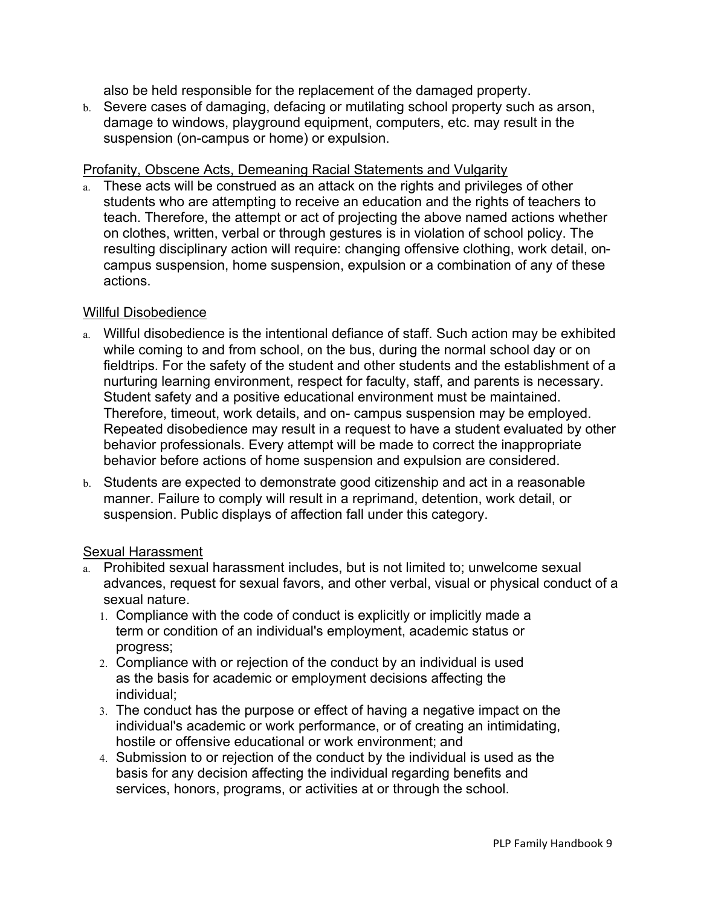also be held responsible for the replacement of the damaged property.

b. Severe cases of damaging, defacing or mutilating school property such as arson, damage to windows, playground equipment, computers, etc. may result in the suspension (on-campus or home) or expulsion.

<u>Profanity, Obscene Acts, Demeaning Racial Statements and Vulgarity</u>

a. These acts will be construed as an attack on the rights and privileges of other students who are attempting to receive an education and the rights of teachers to teach. Therefore, the attempt or act of projecting the above named actions whether on clothes, written, verbal or through gestures is in violation of school policy. The resulting disciplinary action will require: changing offensive clothing, work detail, on-campus suspension, home suspension, expulsion or a combination of any of these actions.

<u>Willful Disobedience</u>

a. Willful disobedience is the intentional defiance of staff. Such action may be exhibited while coming to and from school, on the bus, during the normal school day or on fieldtrips. For the safety of the student and other students and the establishment of a nurturing learning environment, respect for faculty, staff, and parents is necessary. Student safety and a positive educational environment must be maintained. Therefore, timeout, work details, and on- campus suspension may be employed. Repeated disobedience may result in a request to have a student evaluated by other behavior professionals. Every attempt will be made to correct the inappropriate behavior before actions of home suspension and expulsion are considered.

b. Students are expected to demonstrate good citizenship and act in a reasonable manner. Failure to comply will result in a reprimand, detention, work detail, or suspension. Public displays of affection fall under this category.

<u>Sexual Harassment</u>

a. Prohibited sexual harassment includes, but is not limited to; unwelcome sexual advances, request for sexual favors, and other verbal, visual or physical conduct of a sexual nature.
   1. Compliance with the code of conduct is explicitly or implicitly made a term or condition of an individual's employment, academic status or progress;
   2. Compliance with or rejection of the conduct by an individual is used as the basis for academic or employment decisions affecting the individual;
   3. The conduct has the purpose or effect of having a negative impact on the individual's academic or work performance, or of creating an intimidating, hostile or offensive educational or work environment; and
   4. Submission to or rejection of the conduct by the individual is used as the basis for any decision affecting the individual regarding benefits and services, honors, programs, or activities at or through the school.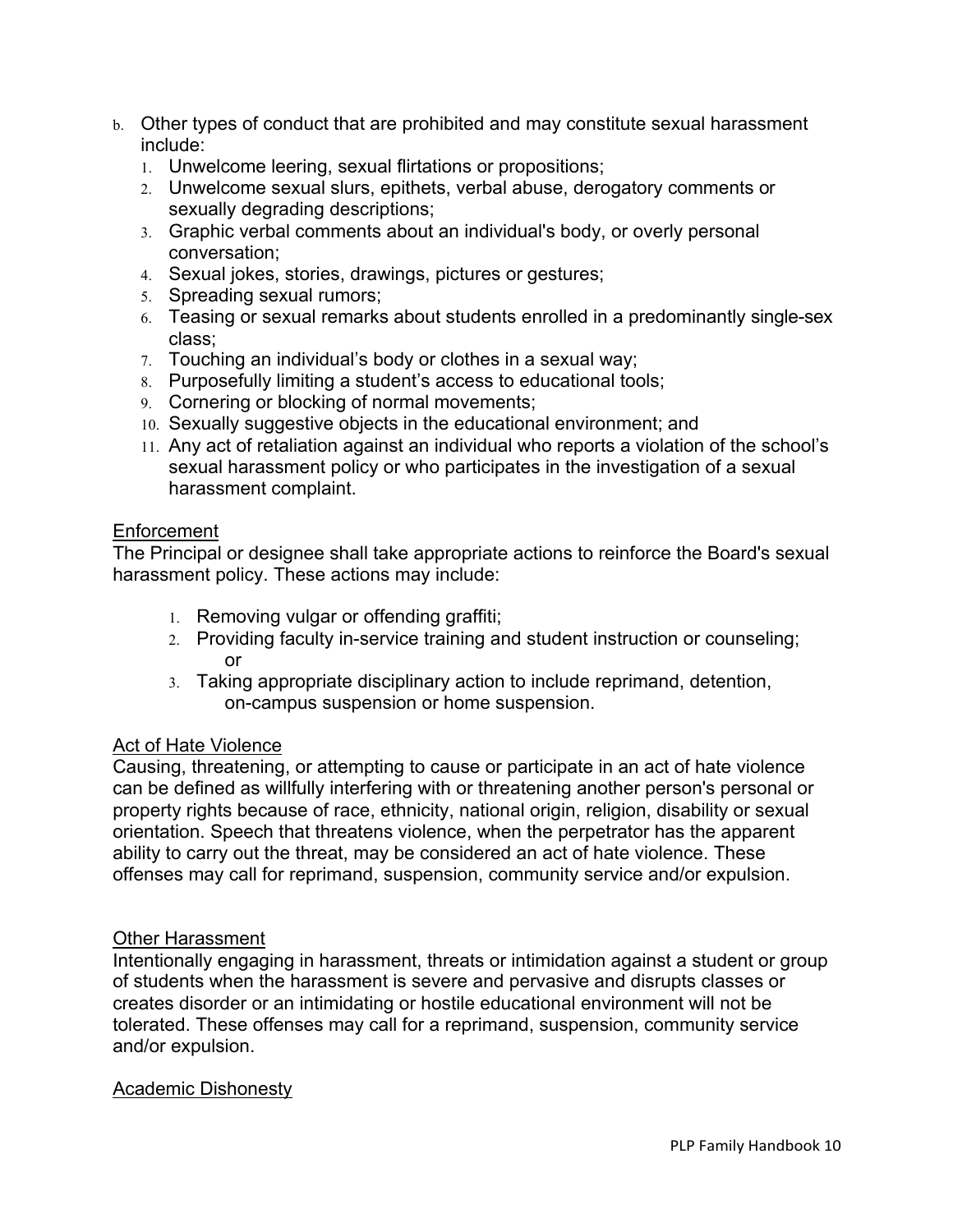b. Other types of conduct that are prohibited and may constitute sexual harassment include:
   1. Unwelcome leering, sexual flirtations or propositions;
   2. Unwelcome sexual slurs, epithets, verbal abuse, derogatory comments or sexually degrading descriptions;
   3. Graphic verbal comments about an individual's body, or overly personal conversation;
   4. Sexual jokes, stories, drawings, pictures or gestures;
   5. Spreading sexual rumors;
   6. Teasing or sexual remarks about students enrolled in a predominantly single-sex class;
   7. Touching an individual's body or clothes in a sexual way;
   8. Purposefully limiting a student's access to educational tools;
   9. Cornering or blocking of normal movements;
   10. Sexually suggestive objects in the educational environment; and
   11. Any act of retaliation against an individual who reports a violation of the school's sexual harassment policy or who participates in the investigation of a sexual harassment complaint.

## Enforcement

The Principal or designee shall take appropriate actions to reinforce the Board's sexual harassment policy. These actions may include:

1. Removing vulgar or offending graffiti;
2. Providing faculty in-service training and student instruction or counseling; or
3. Taking appropriate disciplinary action to include reprimand, detention, on-campus suspension or home suspension.

## Act of Hate Violence

Causing, threatening, or attempting to cause or participate in an act of hate violence can be defined as willfully interfering with or threatening another person's personal or property rights because of race, ethnicity, national origin, religion, disability or sexual orientation. Speech that threatens violence, when the perpetrator has the apparent ability to carry out the threat, may be considered an act of hate violence. These offenses may call for reprimand, suspension, community service and/or expulsion.

## Other Harassment

Intentionally engaging in harassment, threats or intimidation against a student or group of students when the harassment is severe and pervasive and disrupts classes or creates disorder or an intimidating or hostile educational environment will not be tolerated. These offenses may call for a reprimand, suspension, community service and/or expulsion.

## Academic Dishonesty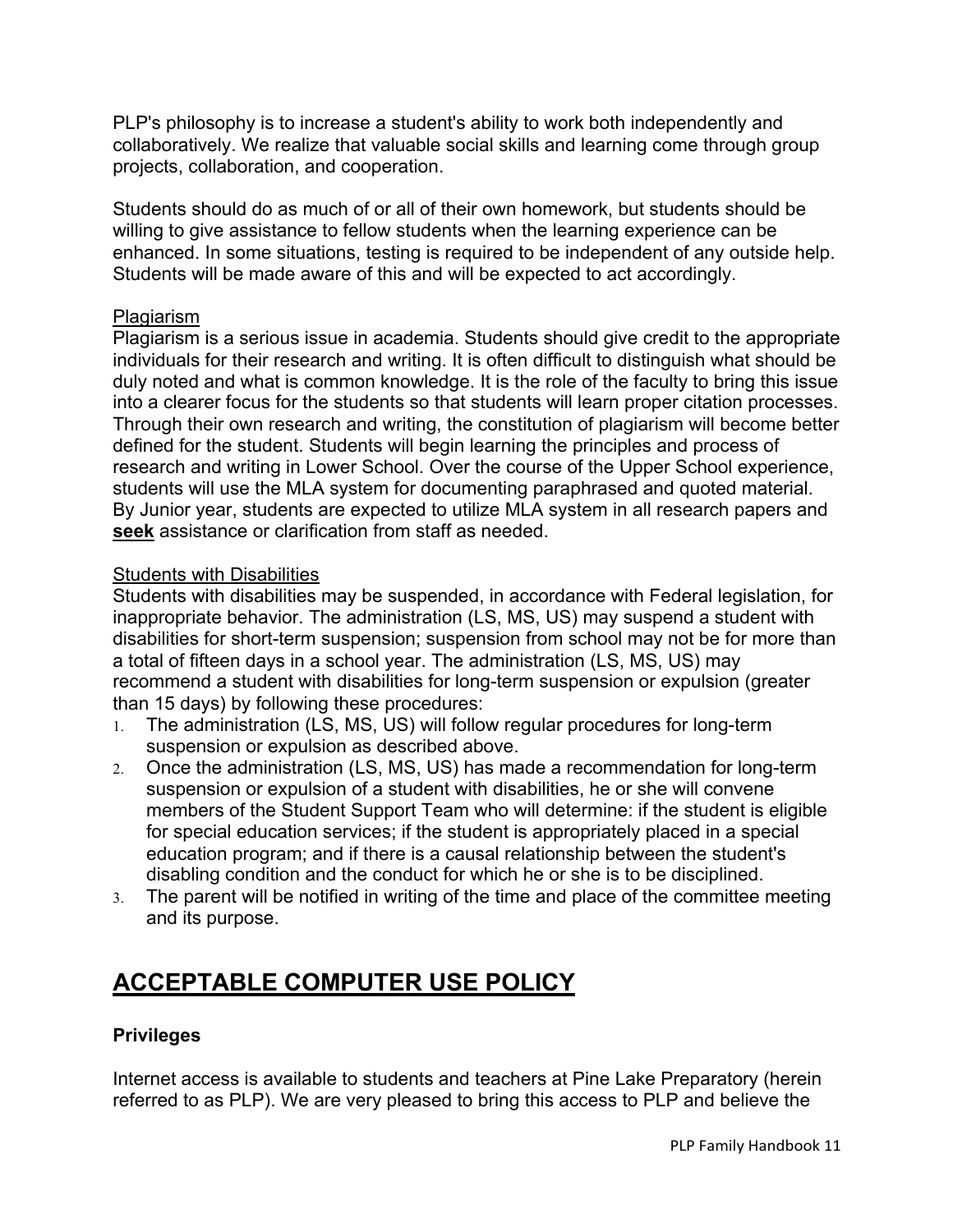PLP's philosophy is to increase a student's ability to work both independently and collaboratively. We realize that valuable social skills and learning come through group projects, collaboration, and cooperation.

Students should do as much of or all of their own homework, but students should be willing to give assistance to fellow students when the learning experience can be enhanced. In some situations, testing is required to be independent of any outside help. Students will be made aware of this and will be expected to act accordingly.

Plagiarism

Plagiarism is a serious issue in academia. Students should give credit to the appropriate individuals for their research and writing. It is often difficult to distinguish what should be duly noted and what is common knowledge. It is the role of the faculty to bring this issue into a clearer focus for the students so that students will learn proper citation processes. Through their own research and writing, the constitution of plagiarism will become better defined for the student. Students will begin learning the principles and process of research and writing in Lower School. Over the course of the Upper School experience, students will use the MLA system for documenting paraphrased and quoted material. By Junior year, students are expected to utilize MLA system in all research papers and **seek** assistance or clarification from staff as needed.

Students with Disabilities

Students with disabilities may be suspended, in accordance with Federal legislation, for inappropriate behavior. The administration (LS, MS, US) may suspend a student with disabilities for short-term suspension; suspension from school may not be for more than a total of fifteen days in a school year. The administration (LS, MS, US) may recommend a student with disabilities for long-term suspension or expulsion (greater than 15 days) by following these procedures:

1. The administration (LS, MS, US) will follow regular procedures for long-term suspension or expulsion as described above.
2. Once the administration (LS, MS, US) has made a recommendation for long-term suspension or expulsion of a student with disabilities, he or she will convene members of the Student Support Team who will determine: if the student is eligible for special education services; if the student is appropriately placed in a special education program; and if there is a causal relationship between the student's disabling condition and the conduct for which he or she is to be disciplined.
3. The parent will be notified in writing of the time and place of the committee meeting and its purpose.

# ACCEPTABLE COMPUTER USE POLICY

### Privileges

Internet access is available to students and teachers at Pine Lake Preparatory (herein referred to as PLP). We are very pleased to bring this access to PLP and believe the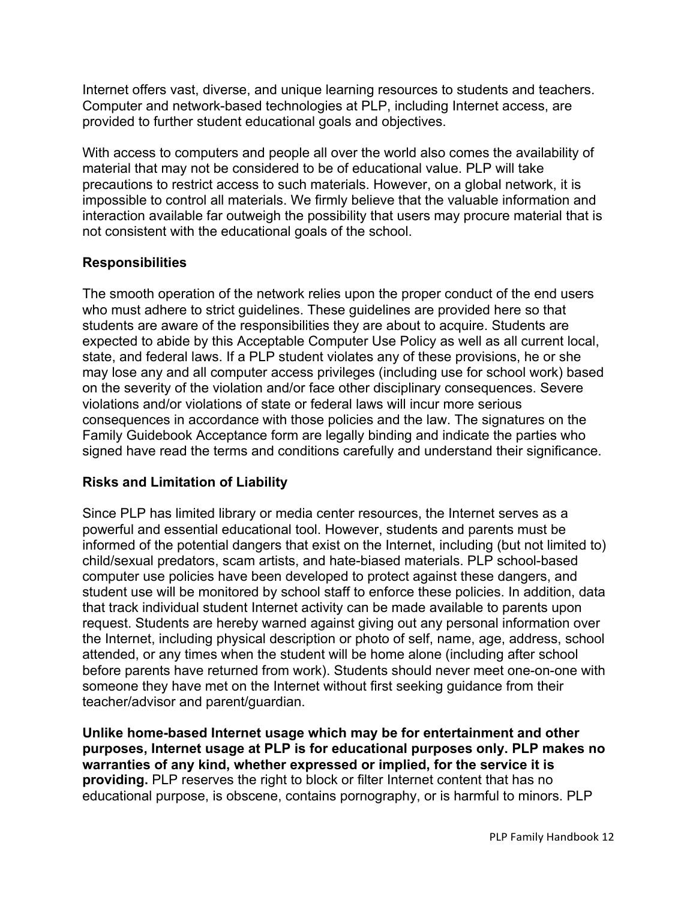Internet offers vast, diverse, and unique learning resources to students and teachers. Computer and network-based technologies at PLP, including Internet access, are provided to further student educational goals and objectives.

With access to computers and people all over the world also comes the availability of material that may not be considered to be of educational value. PLP will take precautions to restrict access to such materials. However, on a global network, it is impossible to control all materials. We firmly believe that the valuable information and interaction available far outweigh the possibility that users may procure material that is not consistent with the educational goals of the school.

**Responsibilities**

The smooth operation of the network relies upon the proper conduct of the end users who must adhere to strict guidelines. These guidelines are provided here so that students are aware of the responsibilities they are about to acquire. Students are expected to abide by this Acceptable Computer Use Policy as well as all current local, state, and federal laws. If a PLP student violates any of these provisions, he or she may lose any and all computer access privileges (including use for school work) based on the severity of the violation and/or face other disciplinary consequences. Severe violations and/or violations of state or federal laws will incur more serious consequences in accordance with those policies and the law. The signatures on the Family Guidebook Acceptance form are legally binding and indicate the parties who signed have read the terms and conditions carefully and understand their significance.

**Risks and Limitation of Liability**

Since PLP has limited library or media center resources, the Internet serves as a powerful and essential educational tool. However, students and parents must be informed of the potential dangers that exist on the Internet, including (but not limited to) child/sexual predators, scam artists, and hate-biased materials. PLP school-based computer use policies have been developed to protect against these dangers, and student use will be monitored by school staff to enforce these policies. In addition, data that track individual student Internet activity can be made available to parents upon request. Students are hereby warned against giving out any personal information over the Internet, including physical description or photo of self, name, age, address, school attended, or any times when the student will be home alone (including after school before parents have returned from work). Students should never meet one-on-one with someone they have met on the Internet without first seeking guidance from their teacher/advisor and parent/guardian.

**Unlike home-based Internet usage which may be for entertainment and other purposes, Internet usage at PLP is for educational purposes only. PLP makes no warranties of any kind, whether expressed or implied, for the service it is providing.** PLP reserves the right to block or filter Internet content that has no educational purpose, is obscene, contains pornography, or is harmful to minors. PLP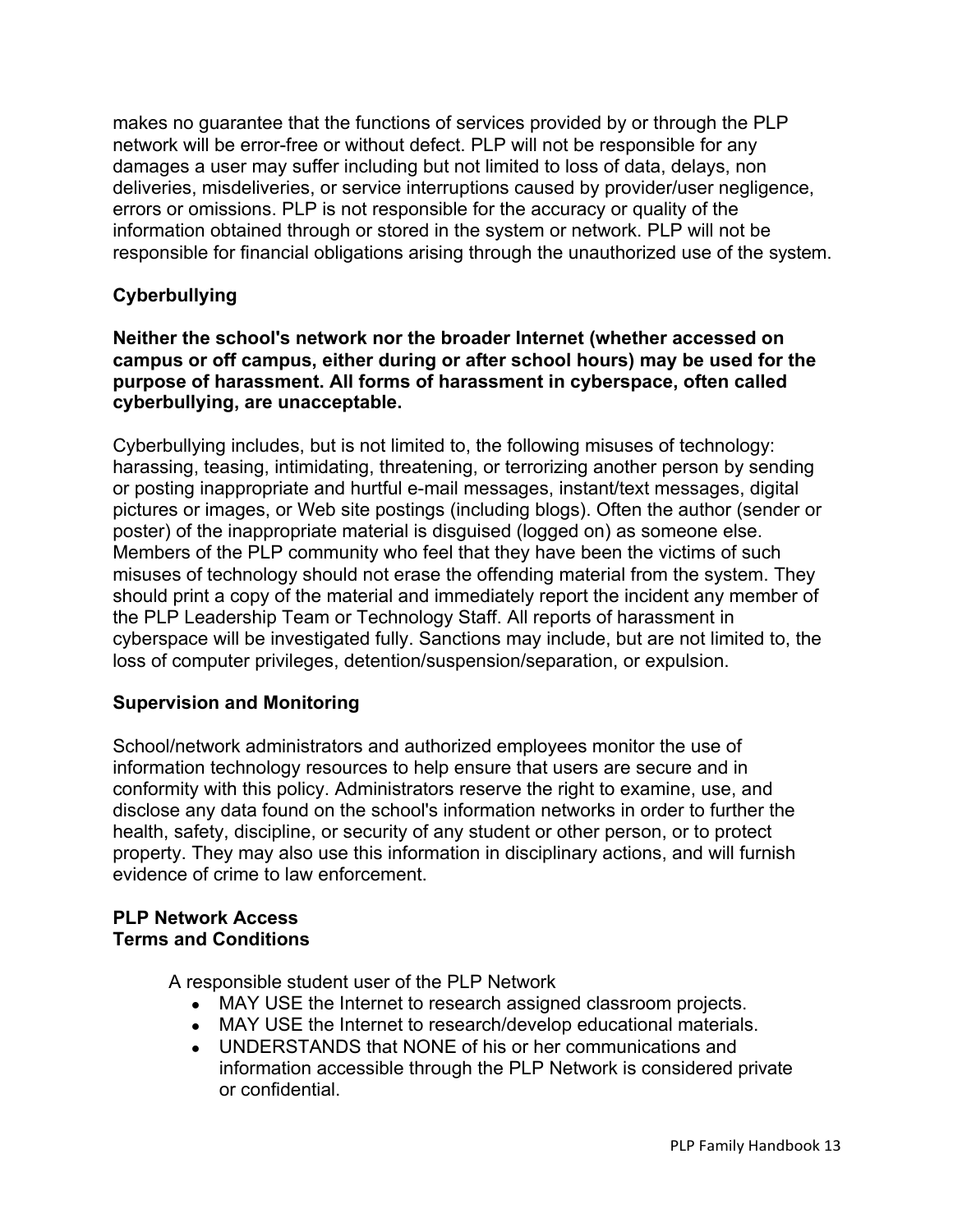makes no guarantee that the functions of services provided by or through the PLP network will be error-free or without defect. PLP will not be responsible for any damages a user may suffer including but not limited to loss of data, delays, non deliveries, misdeliveries, or service interruptions caused by provider/user negligence, errors or omissions. PLP is not responsible for the accuracy or quality of the information obtained through or stored in the system or network. PLP will not be responsible for financial obligations arising through the unauthorized use of the system.

### Cyberbullying

**Neither the school's network nor the broader Internet (whether accessed on campus or off campus, either during or after school hours) may be used for the purpose of harassment. All forms of harassment in cyberspace, often called cyberbullying, are unacceptable.**

Cyberbullying includes, but is not limited to, the following misuses of technology: harassing, teasing, intimidating, threatening, or terrorizing another person by sending or posting inappropriate and hurtful e-mail messages, instant/text messages, digital pictures or images, or Web site postings (including blogs). Often the author (sender or poster) of the inappropriate material is disguised (logged on) as someone else. Members of the PLP community who feel that they have been the victims of such misuses of technology should not erase the offending material from the system. They should print a copy of the material and immediately report the incident any member of the PLP Leadership Team or Technology Staff. All reports of harassment in cyberspace will be investigated fully. Sanctions may include, but are not limited to, the loss of computer privileges, detention/suspension/separation, or expulsion.

### Supervision and Monitoring

School/network administrators and authorized employees monitor the use of information technology resources to help ensure that users are secure and in conformity with this policy. Administrators reserve the right to examine, use, and disclose any data found on the school's information networks in order to further the health, safety, discipline, or security of any student or other person, or to protect property. They may also use this information in disciplinary actions, and will furnish evidence of crime to law enforcement.

### PLP Network Access
### Terms and Conditions

A responsible student user of the PLP Network

- MAY USE the Internet to research assigned classroom projects.
- MAY USE the Internet to research/develop educational materials.
- UNDERSTANDS that NONE of his or her communications and information accessible through the PLP Network is considered private or confidential.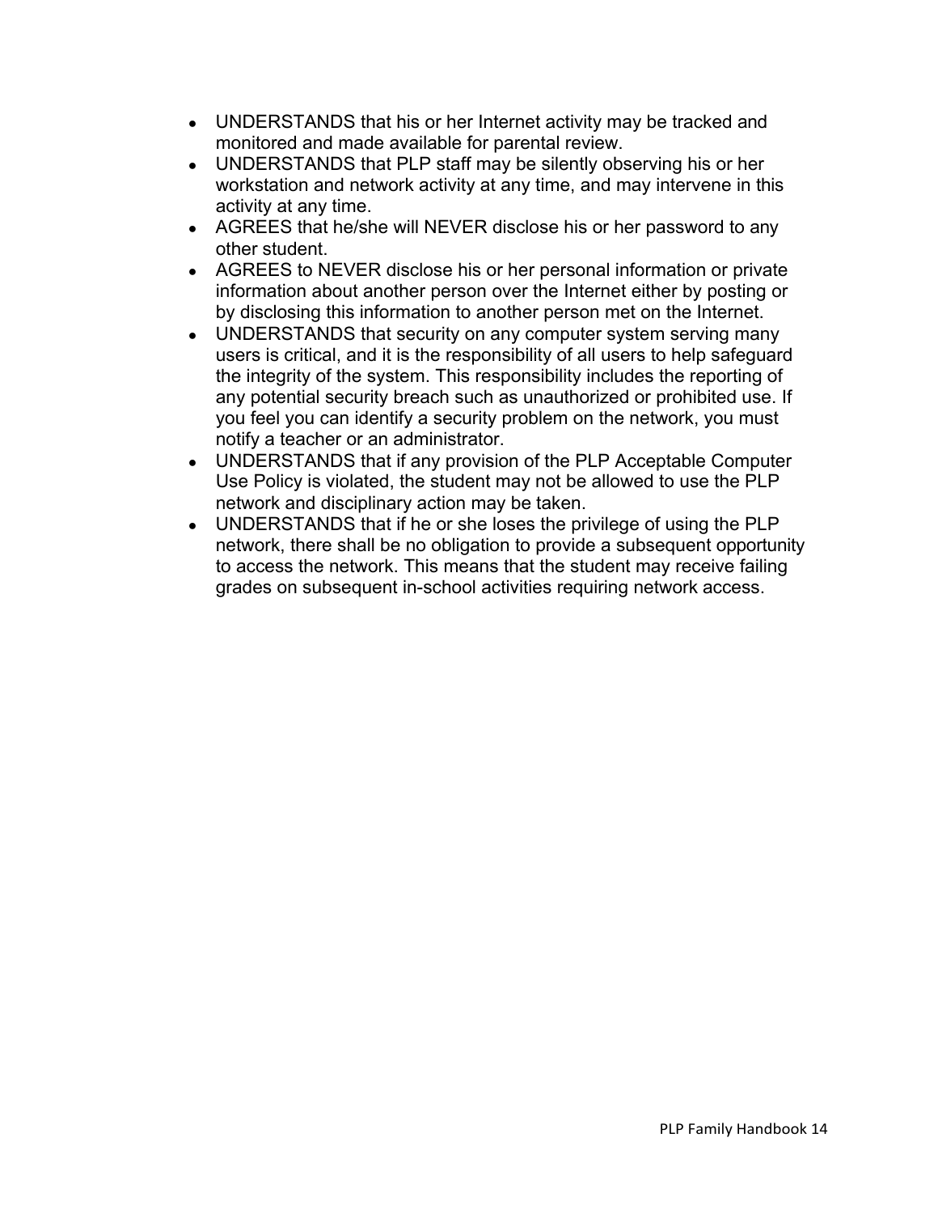- UNDERSTANDS that his or her Internet activity may be tracked and monitored and made available for parental review.
- UNDERSTANDS that PLP staff may be silently observing his or her workstation and network activity at any time, and may intervene in this activity at any time.
- AGREES that he/she will NEVER disclose his or her password to any other student.
- AGREES to NEVER disclose his or her personal information or private information about another person over the Internet either by posting or by disclosing this information to another person met on the Internet.
- UNDERSTANDS that security on any computer system serving many users is critical, and it is the responsibility of all users to help safeguard the integrity of the system. This responsibility includes the reporting of any potential security breach such as unauthorized or prohibited use. If you feel you can identify a security problem on the network, you must notify a teacher or an administrator.
- UNDERSTANDS that if any provision of the PLP Acceptable Computer Use Policy is violated, the student may not be allowed to use the PLP network and disciplinary action may be taken.
- UNDERSTANDS that if he or she loses the privilege of using the PLP network, there shall be no obligation to provide a subsequent opportunity to access the network. This means that the student may receive failing grades on subsequent in-school activities requiring network access.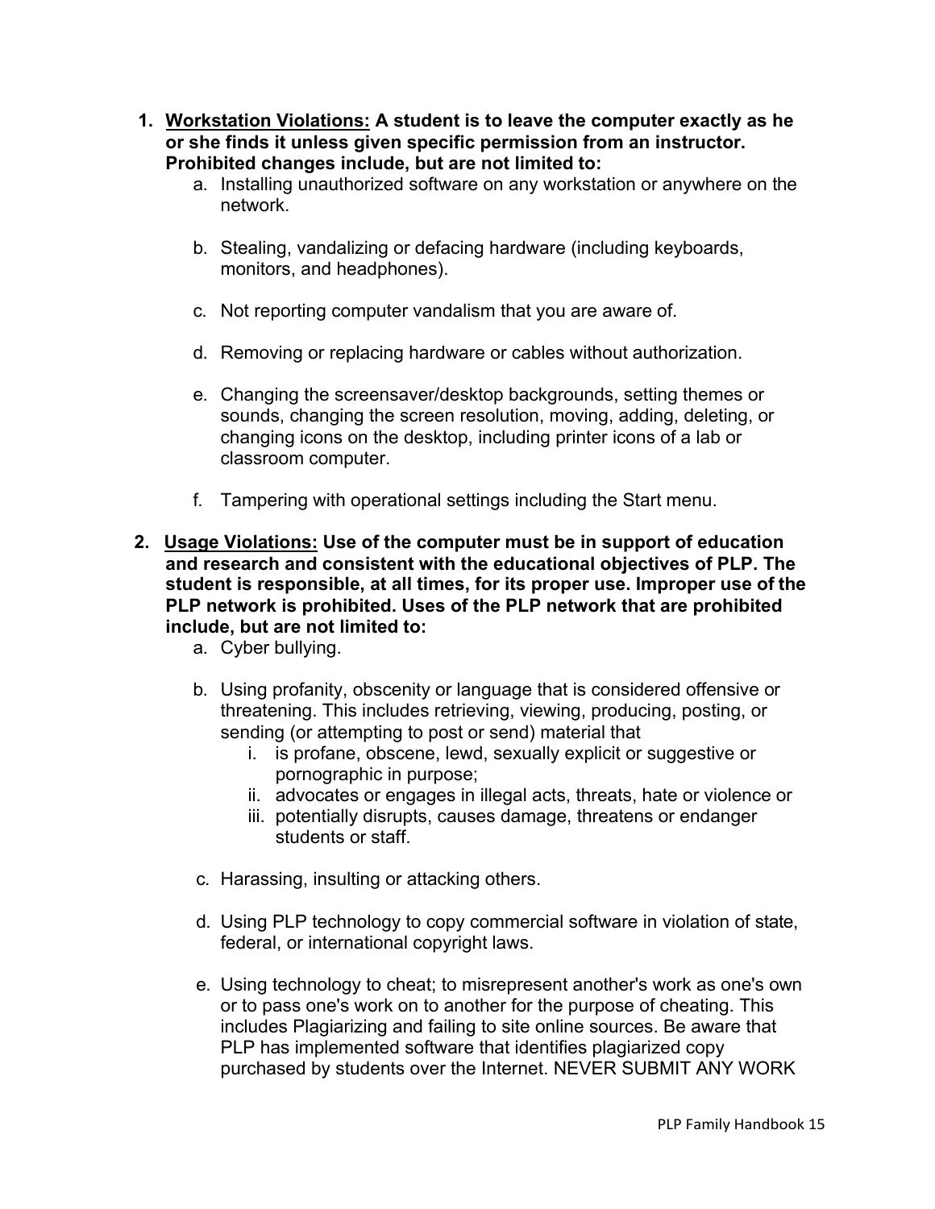1. <u>Workstation Violations:</u> **A student is to leave the computer exactly as he or she finds it unless given specific permission from an instructor. Prohibited changes include, but are not limited to:**
    a. Installing unauthorized software on any workstation or anywhere on the network.

    b. Stealing, vandalizing or defacing hardware (including keyboards, monitors, and headphones).

    c. Not reporting computer vandalism that you are aware of.

    d. Removing or replacing hardware or cables without authorization.

    e. Changing the screensaver/desktop backgrounds, setting themes or sounds, changing the screen resolution, moving, adding, deleting, or changing icons on the desktop, including printer icons of a lab or classroom computer.

    f. Tampering with operational settings including the Start menu.

2. <u>Usage Violations:</u> **Use of the computer must be in support of education and research and consistent with the educational objectives of PLP. The student is responsible, at all times, for its proper use. Improper use of the PLP network is prohibited. Uses of the PLP network that are prohibited include, but are not limited to:**
    a. Cyber bullying.

    b. Using profanity, obscenity or language that is considered offensive or threatening. This includes retrieving, viewing, producing, posting, or sending (or attempting to post or send) material that
        i. is profane, obscene, lewd, sexually explicit or suggestive or pornographic in purpose;
        ii. advocates or engages in illegal acts, threats, hate or violence or
        iii. potentially disrupts, causes damage, threatens or endanger students or staff.

    c. Harassing, insulting or attacking others.

    d. Using PLP technology to copy commercial software in violation of state, federal, or international copyright laws.

    e. Using technology to cheat; to misrepresent another's work as one's own or to pass one's work on to another for the purpose of cheating. This includes Plagiarizing and failing to site online sources. Be aware that PLP has implemented software that identifies plagiarized copy purchased by students over the Internet. NEVER SUBMIT ANY WORK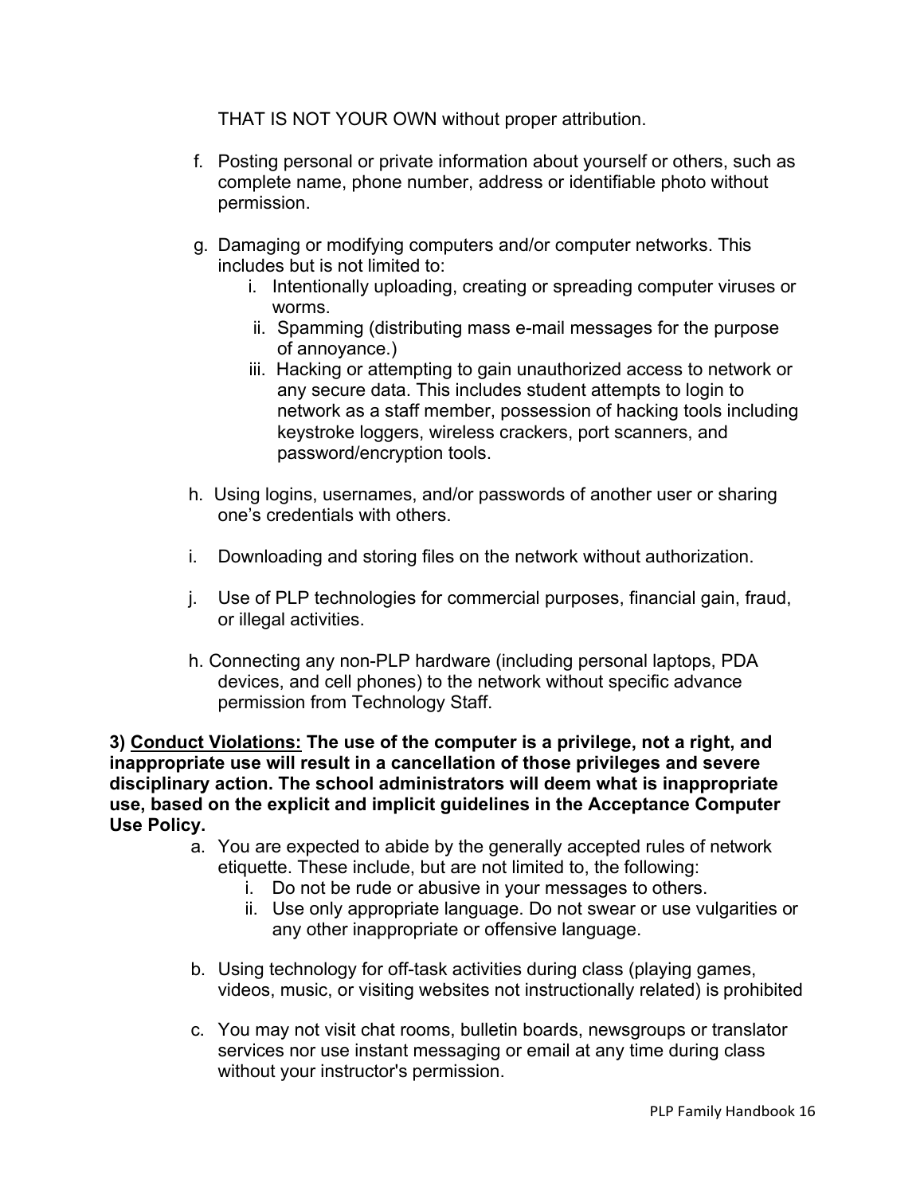THAT IS NOT YOUR OWN without proper attribution.

f. Posting personal or private information about yourself or others, such as complete name, phone number, address or identifiable photo without permission.

g. Damaging or modifying computers and/or computer networks. This includes but is not limited to:
   i. Intentionally uploading, creating or spreading computer viruses or worms.
   ii. Spamming (distributing mass e-mail messages for the purpose of annoyance.)
   iii. Hacking or attempting to gain unauthorized access to network or any secure data. This includes student attempts to login to network as a staff member, possession of hacking tools including keystroke loggers, wireless crackers, port scanners, and password/encryption tools.

h. Using logins, usernames, and/or passwords of another user or sharing one's credentials with others.

i. Downloading and storing files on the network without authorization.

j. Use of PLP technologies for commercial purposes, financial gain, fraud, or illegal activities.

h. Connecting any non-PLP hardware (including personal laptops, PDA devices, and cell phones) to the network without specific advance permission from Technology Staff.

**3) <u>Conduct Violations:</u> The use of the computer is a privilege, not a right, and inappropriate use will result in a cancellation of those privileges and severe disciplinary action. The school administrators will deem what is inappropriate use, based on the explicit and implicit guidelines in the Acceptance Computer Use Policy.**

a. You are expected to abide by the generally accepted rules of network etiquette. These include, but are not limited to, the following:
   i. Do not be rude or abusive in your messages to others.
   ii. Use only appropriate language. Do not swear or use vulgarities or any other inappropriate or offensive language.

b. Using technology for off-task activities during class (playing games, videos, music, or visiting websites not instructionally related) is prohibited

c. You may not visit chat rooms, bulletin boards, newsgroups or translator services nor use instant messaging or email at any time during class without your instructor's permission.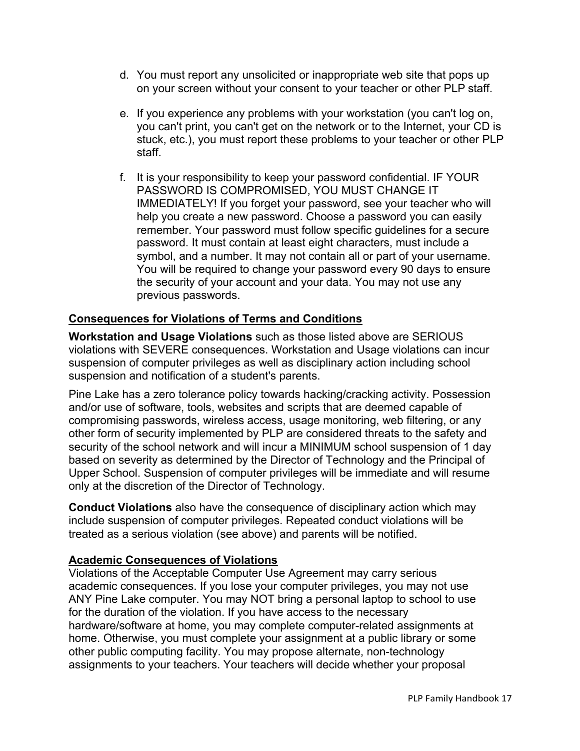d. You must report any unsolicited or inappropriate web site that pops up on your screen without your consent to your teacher or other PLP staff.

e. If you experience any problems with your workstation (you can't log on, you can't print, you can't get on the network or to the Internet, your CD is stuck, etc.), you must report these problems to your teacher or other PLP staff.

f. It is your responsibility to keep your password confidential. IF YOUR PASSWORD IS COMPROMISED, YOU MUST CHANGE IT IMMEDIATELY! If you forget your password, see your teacher who will help you create a new password. Choose a password you can easily remember. Your password must follow specific guidelines for a secure password. It must contain at least eight characters, must include a symbol, and a number. It may not contain all or part of your username. You will be required to change your password every 90 days to ensure the security of your account and your data. You may not use any previous passwords.

## Consequences for Violations of Terms and Conditions

**Workstation and Usage Violations** such as those listed above are SERIOUS violations with SEVERE consequences. Workstation and Usage violations can incur suspension of computer privileges as well as disciplinary action including school suspension and notification of a student's parents.

Pine Lake has a zero tolerance policy towards hacking/cracking activity. Possession and/or use of software, tools, websites and scripts that are deemed capable of compromising passwords, wireless access, usage monitoring, web filtering, or any other form of security implemented by PLP are considered threats to the safety and security of the school network and will incur a MINIMUM school suspension of 1 day based on severity as determined by the Director of Technology and the Principal of Upper School. Suspension of computer privileges will be immediate and will resume only at the discretion of the Director of Technology.

**Conduct Violations** also have the consequence of disciplinary action which may include suspension of computer privileges. Repeated conduct violations will be treated as a serious violation (see above) and parents will be notified.

## Academic Consequences of Violations

Violations of the Acceptable Computer Use Agreement may carry serious academic consequences. If you lose your computer privileges, you may not use ANY Pine Lake computer. You may NOT bring a personal laptop to school to use for the duration of the violation. If you have access to the necessary hardware/software at home, you may complete computer-related assignments at home. Otherwise, you must complete your assignment at a public library or some other public computing facility. You may propose alternate, non-technology assignments to your teachers. Your teachers will decide whether your proposal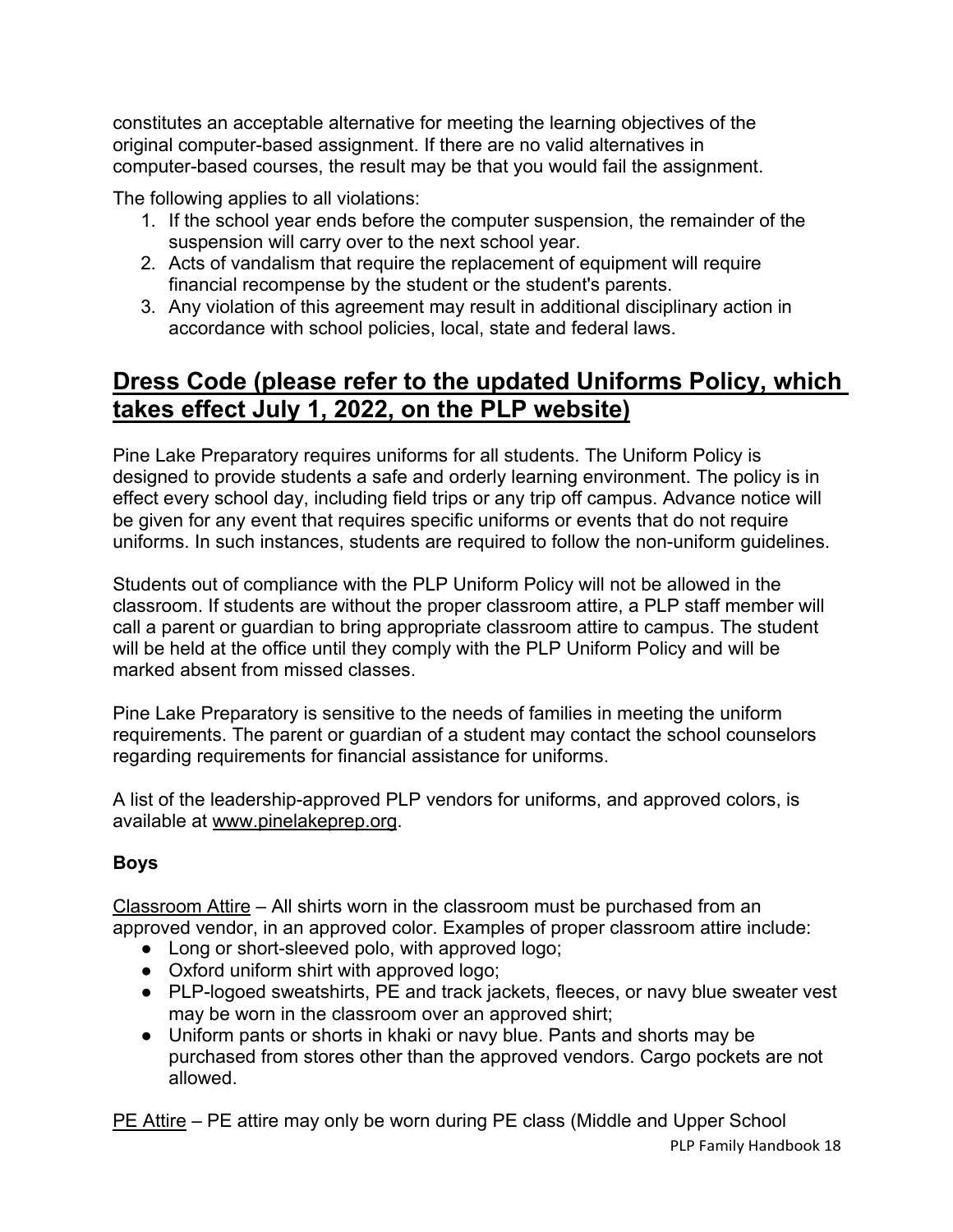constitutes an acceptable alternative for meeting the learning objectives of the original computer-based assignment. If there are no valid alternatives in computer-based courses, the result may be that you would fail the assignment.

The following applies to all violations:

1. If the school year ends before the computer suspension, the remainder of the suspension will carry over to the next school year.
2. Acts of vandalism that require the replacement of equipment will require financial recompense by the student or the student's parents.
3. Any violation of this agreement may result in additional disciplinary action in accordance with school policies, local, state and federal laws.

## Dress Code (please refer to the updated Uniforms Policy, which takes effect July 1, 2022, on the PLP website)

Pine Lake Preparatory requires uniforms for all students. The Uniform Policy is designed to provide students a safe and orderly learning environment. The policy is in effect every school day, including field trips or any trip off campus. Advance notice will be given for any event that requires specific uniforms or events that do not require uniforms. In such instances, students are required to follow the non-uniform guidelines.

Students out of compliance with the PLP Uniform Policy will not be allowed in the classroom. If students are without the proper classroom attire, a PLP staff member will call a parent or guardian to bring appropriate classroom attire to campus. The student will be held at the office until they comply with the PLP Uniform Policy and will be marked absent from missed classes.

Pine Lake Preparatory is sensitive to the needs of families in meeting the uniform requirements. The parent or guardian of a student may contact the school counselors regarding requirements for financial assistance for uniforms.

A list of the leadership-approved PLP vendors for uniforms, and approved colors, is available at www.pinelakeprep.org.

### Boys

Classroom Attire – All shirts worn in the classroom must be purchased from an approved vendor, in an approved color. Examples of proper classroom attire include:

- Long or short-sleeved polo, with approved logo;
- Oxford uniform shirt with approved logo;
- PLP-logoed sweatshirts, PE and track jackets, fleeces, or navy blue sweater vest may be worn in the classroom over an approved shirt;
- Uniform pants or shorts in khaki or navy blue. Pants and shorts may be purchased from stores other than the approved vendors. Cargo pockets are not allowed.

PE Attire – PE attire may only be worn during PE class (Middle and Upper School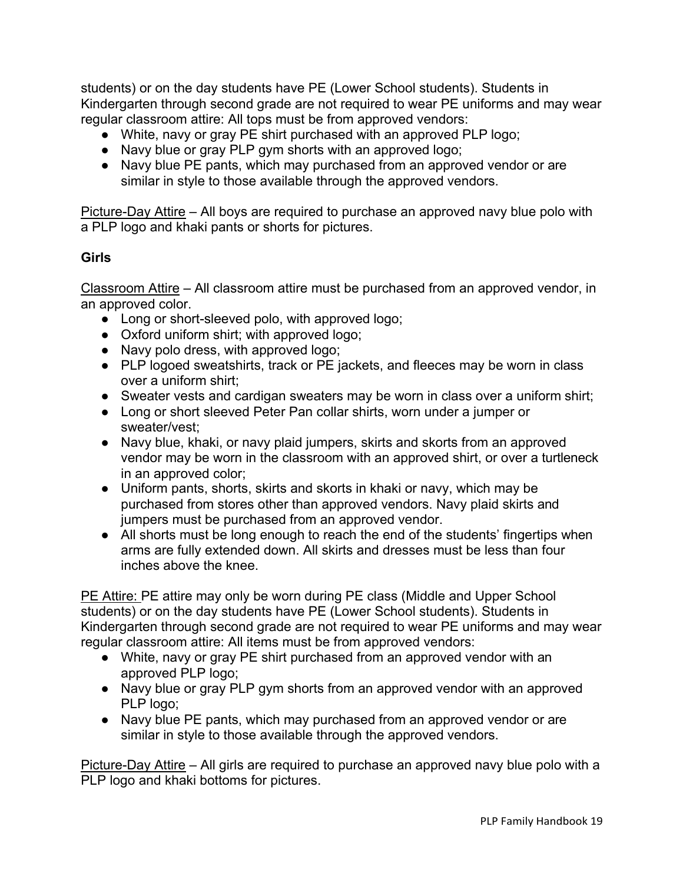students) or on the day students have PE (Lower School students). Students in Kindergarten through second grade are not required to wear PE uniforms and may wear regular classroom attire: All tops must be from approved vendors:

- White, navy or gray PE shirt purchased with an approved PLP logo;
- Navy blue or gray PLP gym shorts with an approved logo;
- Navy blue PE pants, which may purchased from an approved vendor or are similar in style to those available through the approved vendors.

<u>Picture-Day Attire</u> – All boys are required to purchase an approved navy blue polo with a PLP logo and khaki pants or shorts for pictures.

**Girls**

<u>Classroom Attire</u> – All classroom attire must be purchased from an approved vendor, in an approved color.

- Long or short-sleeved polo, with approved logo;
- Oxford uniform shirt; with approved logo;
- Navy polo dress, with approved logo;
- PLP logoed sweatshirts, track or PE jackets, and fleeces may be worn in class over a uniform shirt;
- Sweater vests and cardigan sweaters may be worn in class over a uniform shirt;
- Long or short sleeved Peter Pan collar shirts, worn under a jumper or sweater/vest;
- Navy blue, khaki, or navy plaid jumpers, skirts and skorts from an approved vendor may be worn in the classroom with an approved shirt, or over a turtleneck in an approved color;
- Uniform pants, shorts, skirts and skorts in khaki or navy, which may be purchased from stores other than approved vendors. Navy plaid skirts and jumpers must be purchased from an approved vendor.
- All shorts must be long enough to reach the end of the students' fingertips when arms are fully extended down. All skirts and dresses must be less than four inches above the knee.

<u>PE Attire:</u> PE attire may only be worn during PE class (Middle and Upper School students) or on the day students have PE (Lower School students). Students in Kindergarten through second grade are not required to wear PE uniforms and may wear regular classroom attire: All items must be from approved vendors:

- White, navy or gray PE shirt purchased from an approved vendor with an approved PLP logo;
- Navy blue or gray PLP gym shorts from an approved vendor with an approved PLP logo;
- Navy blue PE pants, which may purchased from an approved vendor or are similar in style to those available through the approved vendors.

<u>Picture-Day Attire</u> – All girls are required to purchase an approved navy blue polo with a PLP logo and khaki bottoms for pictures.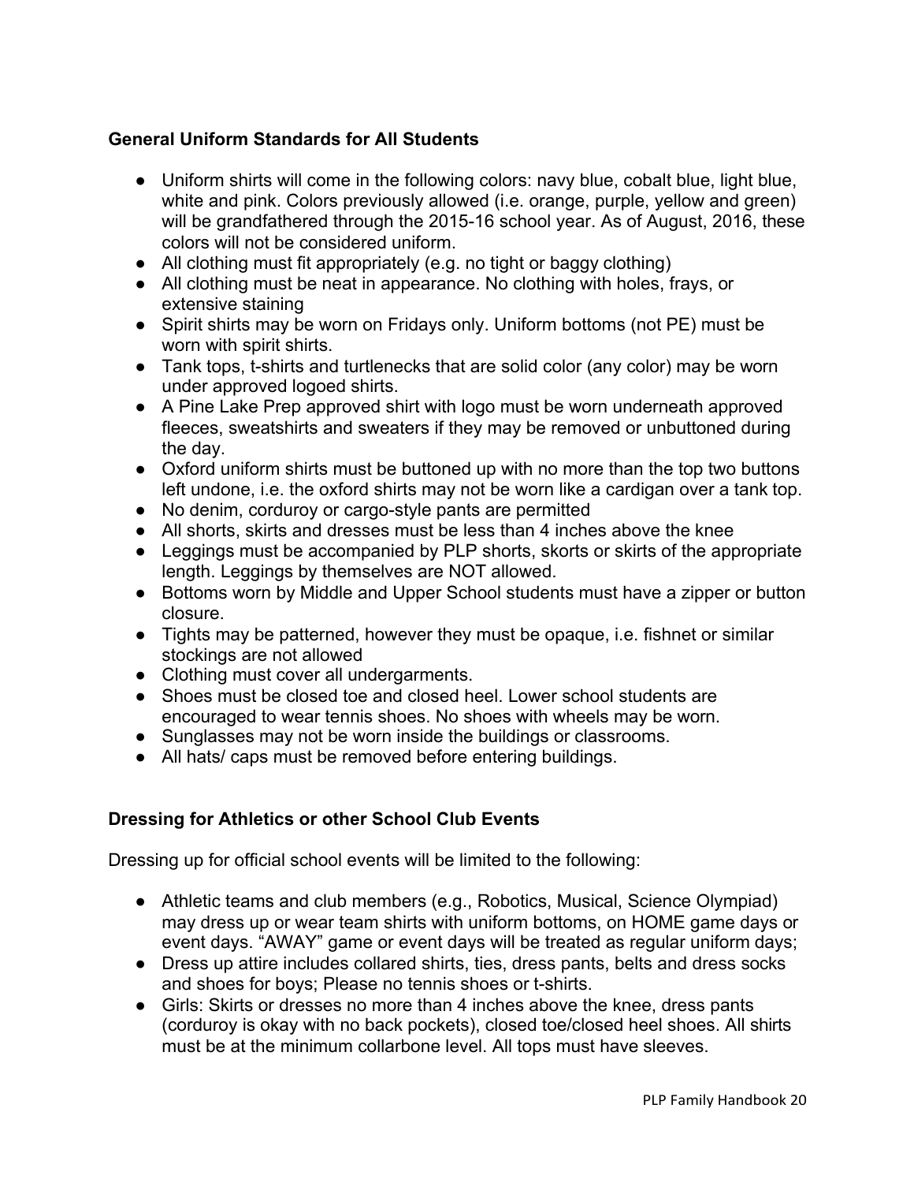### General Uniform Standards for All Students

- Uniform shirts will come in the following colors: navy blue, cobalt blue, light blue, white and pink. Colors previously allowed (i.e. orange, purple, yellow and green) will be grandfathered through the 2015-16 school year. As of August, 2016, these colors will not be considered uniform.
- All clothing must fit appropriately (e.g. no tight or baggy clothing)
- All clothing must be neat in appearance. No clothing with holes, frays, or extensive staining
- Spirit shirts may be worn on Fridays only. Uniform bottoms (not PE) must be worn with spirit shirts.
- Tank tops, t-shirts and turtlenecks that are solid color (any color) may be worn under approved logoed shirts.
- A Pine Lake Prep approved shirt with logo must be worn underneath approved fleeces, sweatshirts and sweaters if they may be removed or unbuttoned during the day.
- Oxford uniform shirts must be buttoned up with no more than the top two buttons left undone, i.e. the oxford shirts may not be worn like a cardigan over a tank top.
- No denim, corduroy or cargo-style pants are permitted
- All shorts, skirts and dresses must be less than 4 inches above the knee
- Leggings must be accompanied by PLP shorts, skorts or skirts of the appropriate length. Leggings by themselves are NOT allowed.
- Bottoms worn by Middle and Upper School students must have a zipper or button closure.
- Tights may be patterned, however they must be opaque, i.e. fishnet or similar stockings are not allowed
- Clothing must cover all undergarments.
- Shoes must be closed toe and closed heel. Lower school students are encouraged to wear tennis shoes. No shoes with wheels may be worn.
- Sunglasses may not be worn inside the buildings or classrooms.
- All hats/ caps must be removed before entering buildings.

### Dressing for Athletics or other School Club Events

Dressing up for official school events will be limited to the following:

- Athletic teams and club members (e.g., Robotics, Musical, Science Olympiad) may dress up or wear team shirts with uniform bottoms, on HOME game days or event days. "AWAY" game or event days will be treated as regular uniform days;
- Dress up attire includes collared shirts, ties, dress pants, belts and dress socks and shoes for boys; Please no tennis shoes or t-shirts.
- Girls: Skirts or dresses no more than 4 inches above the knee, dress pants (corduroy is okay with no back pockets), closed toe/closed heel shoes. All shirts must be at the minimum collarbone level. All tops must have sleeves.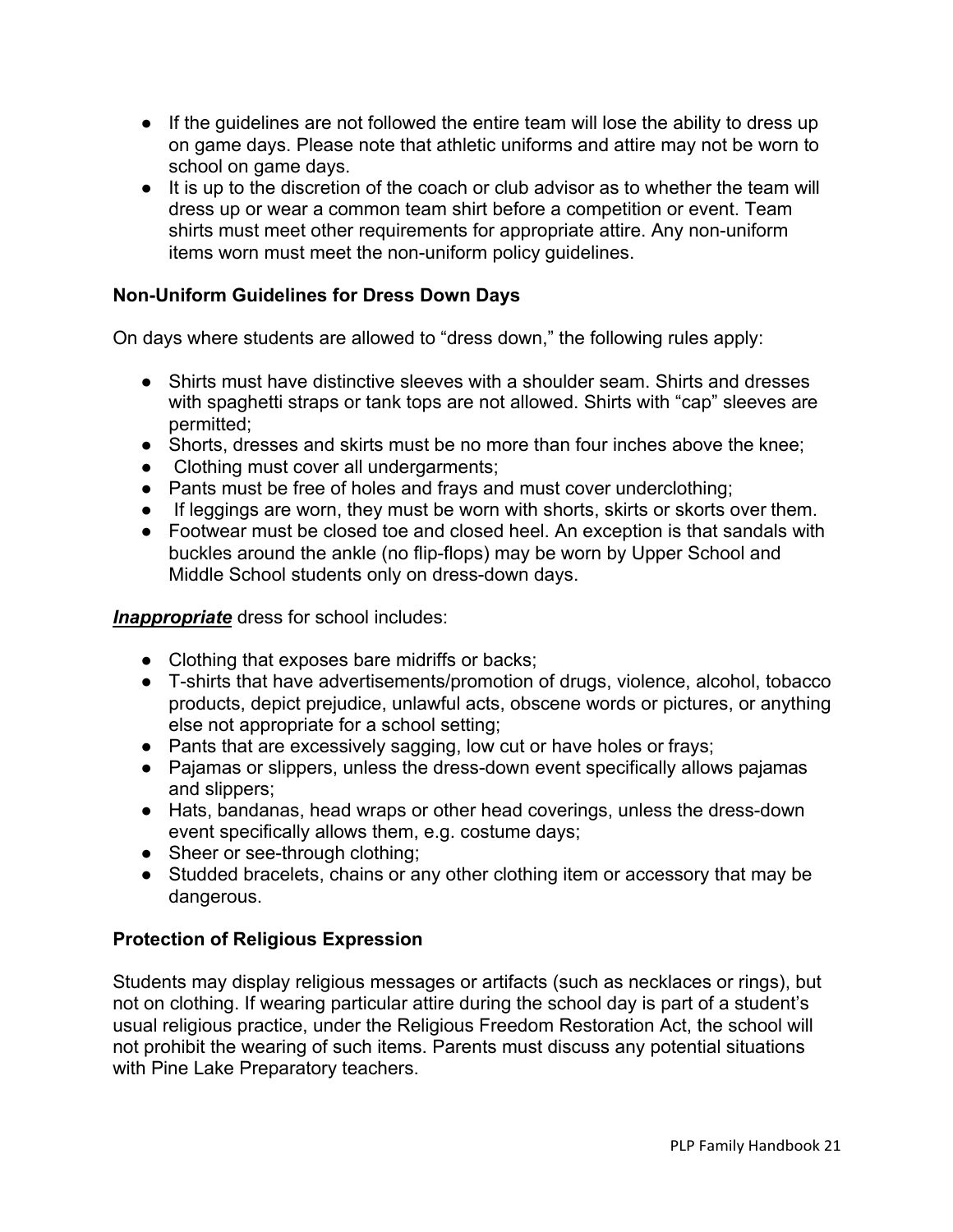- If the guidelines are not followed the entire team will lose the ability to dress up on game days. Please note that athletic uniforms and attire may not be worn to school on game days.
- It is up to the discretion of the coach or club advisor as to whether the team will dress up or wear a common team shirt before a competition or event. Team shirts must meet other requirements for appropriate attire. Any non-uniform items worn must meet the non-uniform policy guidelines.

**Non-Uniform Guidelines for Dress Down Days**

On days where students are allowed to "dress down," the following rules apply:

- Shirts must have distinctive sleeves with a shoulder seam. Shirts and dresses with spaghetti straps or tank tops are not allowed. Shirts with "cap" sleeves are permitted;
- Shorts, dresses and skirts must be no more than four inches above the knee;
- Clothing must cover all undergarments;
- Pants must be free of holes and frays and must cover underclothing;
- If leggings are worn, they must be worn with shorts, skirts or skorts over them.
- Footwear must be closed toe and closed heel. An exception is that sandals with buckles around the ankle (no flip-flops) may be worn by Upper School and Middle School students only on dress-down days.

***Inappropriate*** dress for school includes:

- Clothing that exposes bare midriffs or backs;
- T-shirts that have advertisements/promotion of drugs, violence, alcohol, tobacco products, depict prejudice, unlawful acts, obscene words or pictures, or anything else not appropriate for a school setting;
- Pants that are excessively sagging, low cut or have holes or frays;
- Pajamas or slippers, unless the dress-down event specifically allows pajamas and slippers;
- Hats, bandanas, head wraps or other head coverings, unless the dress-down event specifically allows them, e.g. costume days;
- Sheer or see-through clothing;
- Studded bracelets, chains or any other clothing item or accessory that may be dangerous.

**Protection of Religious Expression**

Students may display religious messages or artifacts (such as necklaces or rings), but not on clothing. If wearing particular attire during the school day is part of a student's usual religious practice, under the Religious Freedom Restoration Act, the school will not prohibit the wearing of such items. Parents must discuss any potential situations with Pine Lake Preparatory teachers.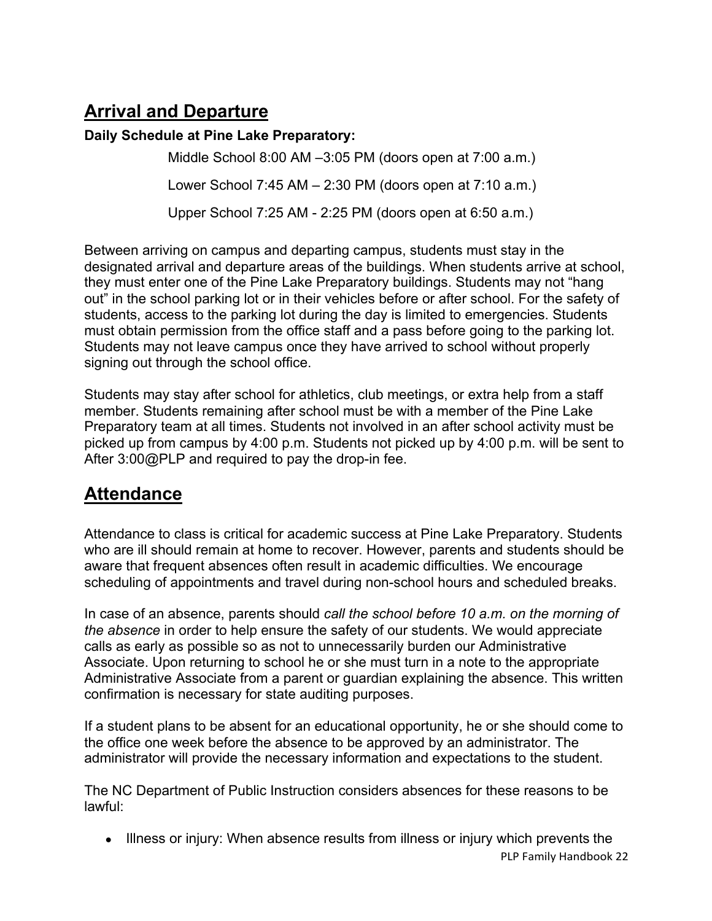## Arrival and Departure

**Daily Schedule at Pine Lake Preparatory:**

Middle School 8:00 AM –3:05 PM (doors open at 7:00 a.m.)

Lower School 7:45 AM – 2:30 PM (doors open at 7:10 a.m.)

Upper School 7:25 AM - 2:25 PM (doors open at 6:50 a.m.)

Between arriving on campus and departing campus, students must stay in the designated arrival and departure areas of the buildings. When students arrive at school, they must enter one of the Pine Lake Preparatory buildings. Students may not "hang out" in the school parking lot or in their vehicles before or after school. For the safety of students, access to the parking lot during the day is limited to emergencies. Students must obtain permission from the office staff and a pass before going to the parking lot. Students may not leave campus once they have arrived to school without properly signing out through the school office.

Students may stay after school for athletics, club meetings, or extra help from a staff member. Students remaining after school must be with a member of the Pine Lake Preparatory team at all times. Students not involved in an after school activity must be picked up from campus by 4:00 p.m. Students not picked up by 4:00 p.m. will be sent to After 3:00@PLP and required to pay the drop-in fee.

## Attendance

Attendance to class is critical for academic success at Pine Lake Preparatory. Students who are ill should remain at home to recover. However, parents and students should be aware that frequent absences often result in academic difficulties. We encourage scheduling of appointments and travel during non-school hours and scheduled breaks.

In case of an absence, parents should *call the school before 10 a.m. on the morning of the absence* in order to help ensure the safety of our students. We would appreciate calls as early as possible so as not to unnecessarily burden our Administrative Associate. Upon returning to school he or she must turn in a note to the appropriate Administrative Associate from a parent or guardian explaining the absence. This written confirmation is necessary for state auditing purposes.

If a student plans to be absent for an educational opportunity, he or she should come to the office one week before the absence to be approved by an administrator. The administrator will provide the necessary information and expectations to the student.

The NC Department of Public Instruction considers absences for these reasons to be lawful:

- Illness or injury: When absence results from illness or injury which prevents the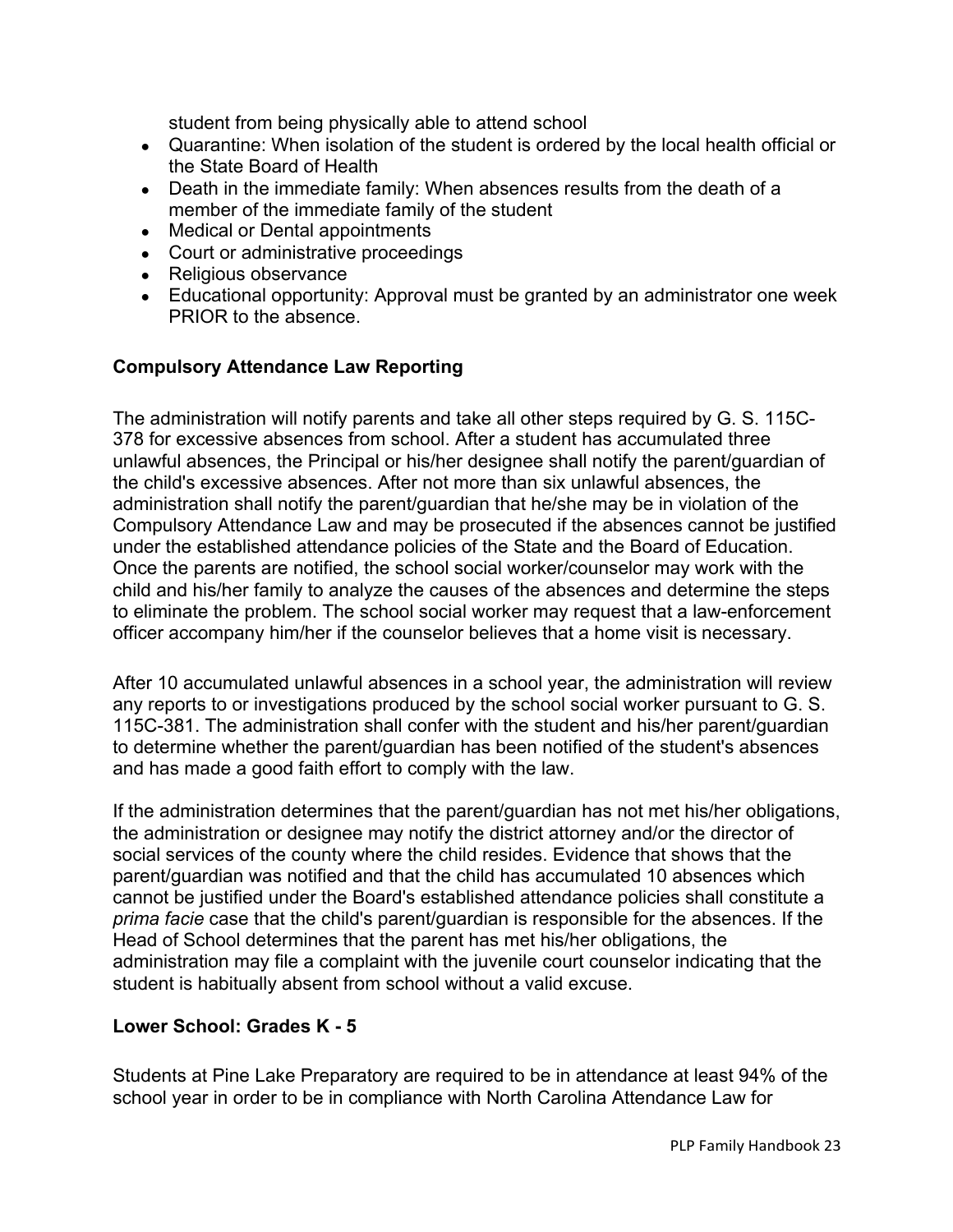student from being physically able to attend school

- Quarantine: When isolation of the student is ordered by the local health official or the State Board of Health
- Death in the immediate family: When absences results from the death of a member of the immediate family of the student
- Medical or Dental appointments
- Court or administrative proceedings
- Religious observance
- Educational opportunity: Approval must be granted by an administrator one week PRIOR to the absence.

**Compulsory Attendance Law Reporting**

The administration will notify parents and take all other steps required by G. S. 115C-378 for excessive absences from school. After a student has accumulated three unlawful absences, the Principal or his/her designee shall notify the parent/guardian of the child's excessive absences. After not more than six unlawful absences, the administration shall notify the parent/guardian that he/she may be in violation of the Compulsory Attendance Law and may be prosecuted if the absences cannot be justified under the established attendance policies of the State and the Board of Education. Once the parents are notified, the school social worker/counselor may work with the child and his/her family to analyze the causes of the absences and determine the steps to eliminate the problem. The school social worker may request that a law-enforcement officer accompany him/her if the counselor believes that a home visit is necessary.

After 10 accumulated unlawful absences in a school year, the administration will review any reports to or investigations produced by the school social worker pursuant to G. S. 115C-381. The administration shall confer with the student and his/her parent/guardian to determine whether the parent/guardian has been notified of the student's absences and has made a good faith effort to comply with the law.

If the administration determines that the parent/guardian has not met his/her obligations, the administration or designee may notify the district attorney and/or the director of social services of the county where the child resides. Evidence that shows that the parent/guardian was notified and that the child has accumulated 10 absences which cannot be justified under the Board's established attendance policies shall constitute a *prima facie* case that the child's parent/guardian is responsible for the absences. If the Head of School determines that the parent has met his/her obligations, the administration may file a complaint with the juvenile court counselor indicating that the student is habitually absent from school without a valid excuse.

**Lower School: Grades K - 5**

Students at Pine Lake Preparatory are required to be in attendance at least 94% of the school year in order to be in compliance with North Carolina Attendance Law for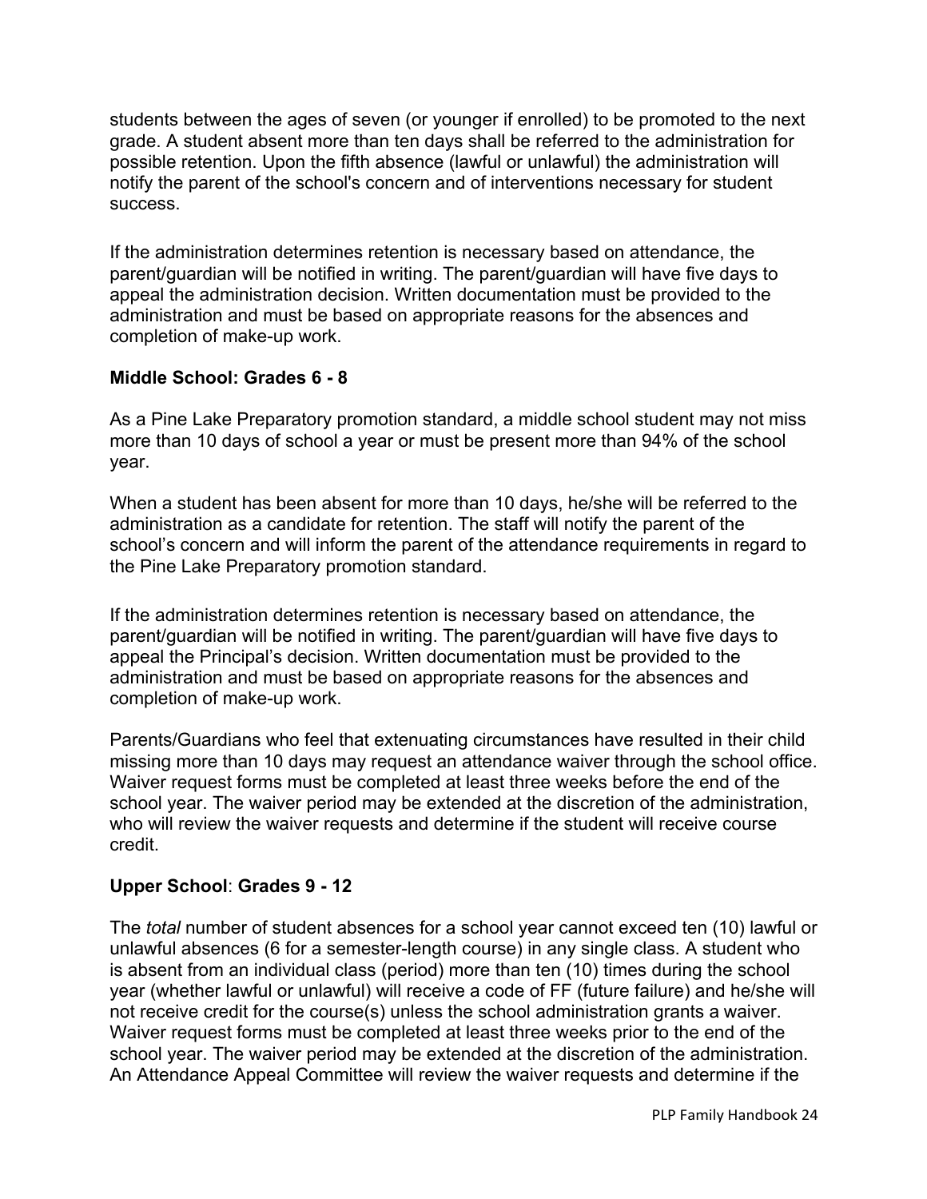students between the ages of seven (or younger if enrolled) to be promoted to the next grade. A student absent more than ten days shall be referred to the administration for possible retention. Upon the fifth absence (lawful or unlawful) the administration will notify the parent of the school's concern and of interventions necessary for student success.

If the administration determines retention is necessary based on attendance, the parent/guardian will be notified in writing. The parent/guardian will have five days to appeal the administration decision. Written documentation must be provided to the administration and must be based on appropriate reasons for the absences and completion of make-up work.

**Middle School: Grades 6 - 8**

As a Pine Lake Preparatory promotion standard, a middle school student may not miss more than 10 days of school a year or must be present more than 94% of the school year.

When a student has been absent for more than 10 days, he/she will be referred to the administration as a candidate for retention. The staff will notify the parent of the school's concern and will inform the parent of the attendance requirements in regard to the Pine Lake Preparatory promotion standard.

If the administration determines retention is necessary based on attendance, the parent/guardian will be notified in writing. The parent/guardian will have five days to appeal the Principal's decision. Written documentation must be provided to the administration and must be based on appropriate reasons for the absences and completion of make-up work.

Parents/Guardians who feel that extenuating circumstances have resulted in their child missing more than 10 days may request an attendance waiver through the school office. Waiver request forms must be completed at least three weeks before the end of the school year. The waiver period may be extended at the discretion of the administration, who will review the waiver requests and determine if the student will receive course credit.

**Upper School**: **Grades 9 - 12**

The *total* number of student absences for a school year cannot exceed ten (10) lawful or unlawful absences (6 for a semester-length course) in any single class. A student who is absent from an individual class (period) more than ten (10) times during the school year (whether lawful or unlawful) will receive a code of FF (future failure) and he/she will not receive credit for the course(s) unless the school administration grants a waiver. Waiver request forms must be completed at least three weeks prior to the end of the school year. The waiver period may be extended at the discretion of the administration. An Attendance Appeal Committee will review the waiver requests and determine if the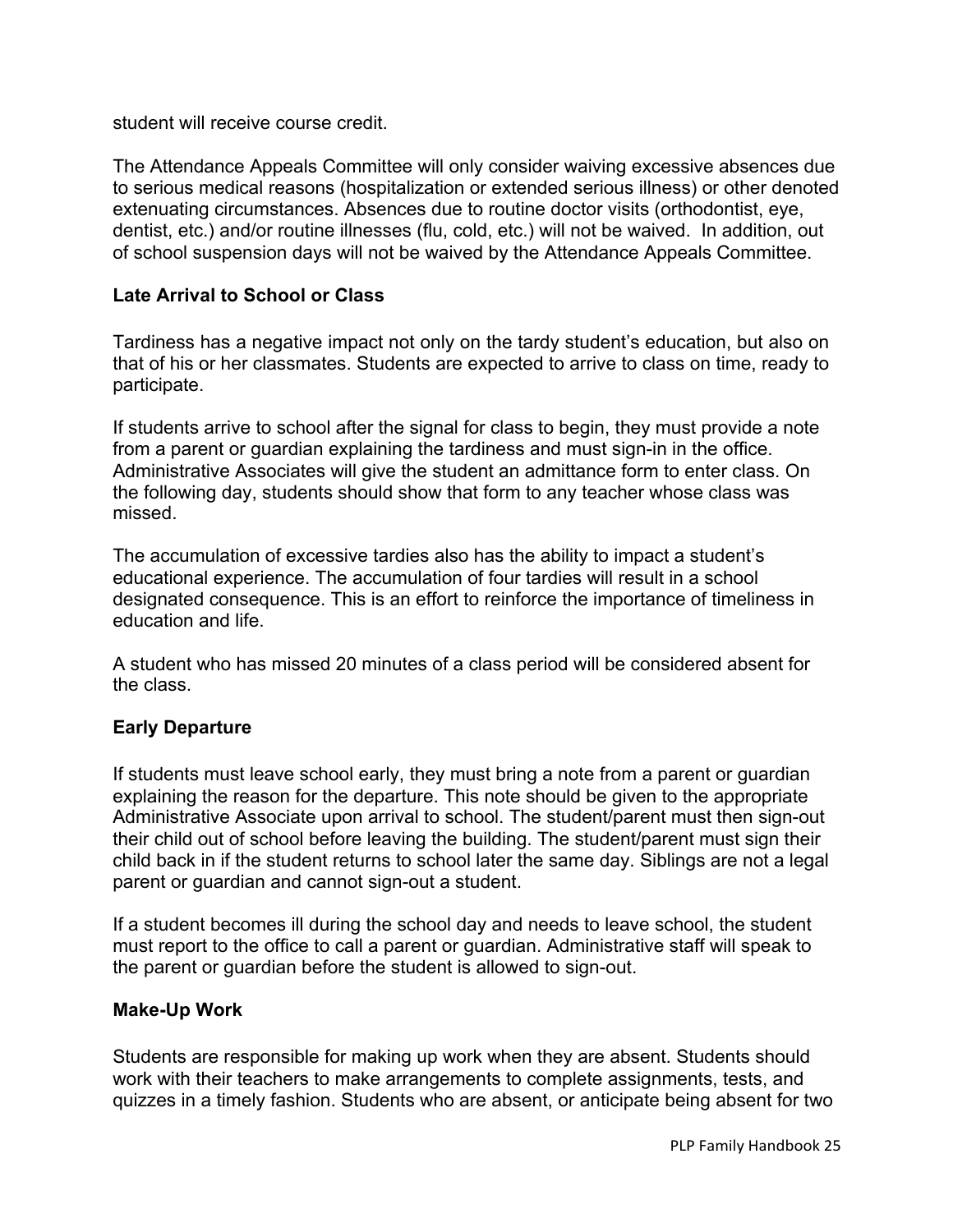student will receive course credit.

The Attendance Appeals Committee will only consider waiving excessive absences due to serious medical reasons (hospitalization or extended serious illness) or other denoted extenuating circumstances. Absences due to routine doctor visits (orthodontist, eye, dentist, etc.) and/or routine illnesses (flu, cold, etc.) will not be waived. In addition, out of school suspension days will not be waived by the Attendance Appeals Committee.

**Late Arrival to School or Class**

Tardiness has a negative impact not only on the tardy student's education, but also on that of his or her classmates. Students are expected to arrive to class on time, ready to participate.

If students arrive to school after the signal for class to begin, they must provide a note from a parent or guardian explaining the tardiness and must sign-in in the office. Administrative Associates will give the student an admittance form to enter class. On the following day, students should show that form to any teacher whose class was missed.

The accumulation of excessive tardies also has the ability to impact a student's educational experience. The accumulation of four tardies will result in a school designated consequence. This is an effort to reinforce the importance of timeliness in education and life.

A student who has missed 20 minutes of a class period will be considered absent for the class.

**Early Departure**

If students must leave school early, they must bring a note from a parent or guardian explaining the reason for the departure. This note should be given to the appropriate Administrative Associate upon arrival to school. The student/parent must then sign-out their child out of school before leaving the building. The student/parent must sign their child back in if the student returns to school later the same day. Siblings are not a legal parent or guardian and cannot sign-out a student.

If a student becomes ill during the school day and needs to leave school, the student must report to the office to call a parent or guardian. Administrative staff will speak to the parent or guardian before the student is allowed to sign-out.

**Make-Up Work**

Students are responsible for making up work when they are absent. Students should work with their teachers to make arrangements to complete assignments, tests, and quizzes in a timely fashion. Students who are absent, or anticipate being absent for two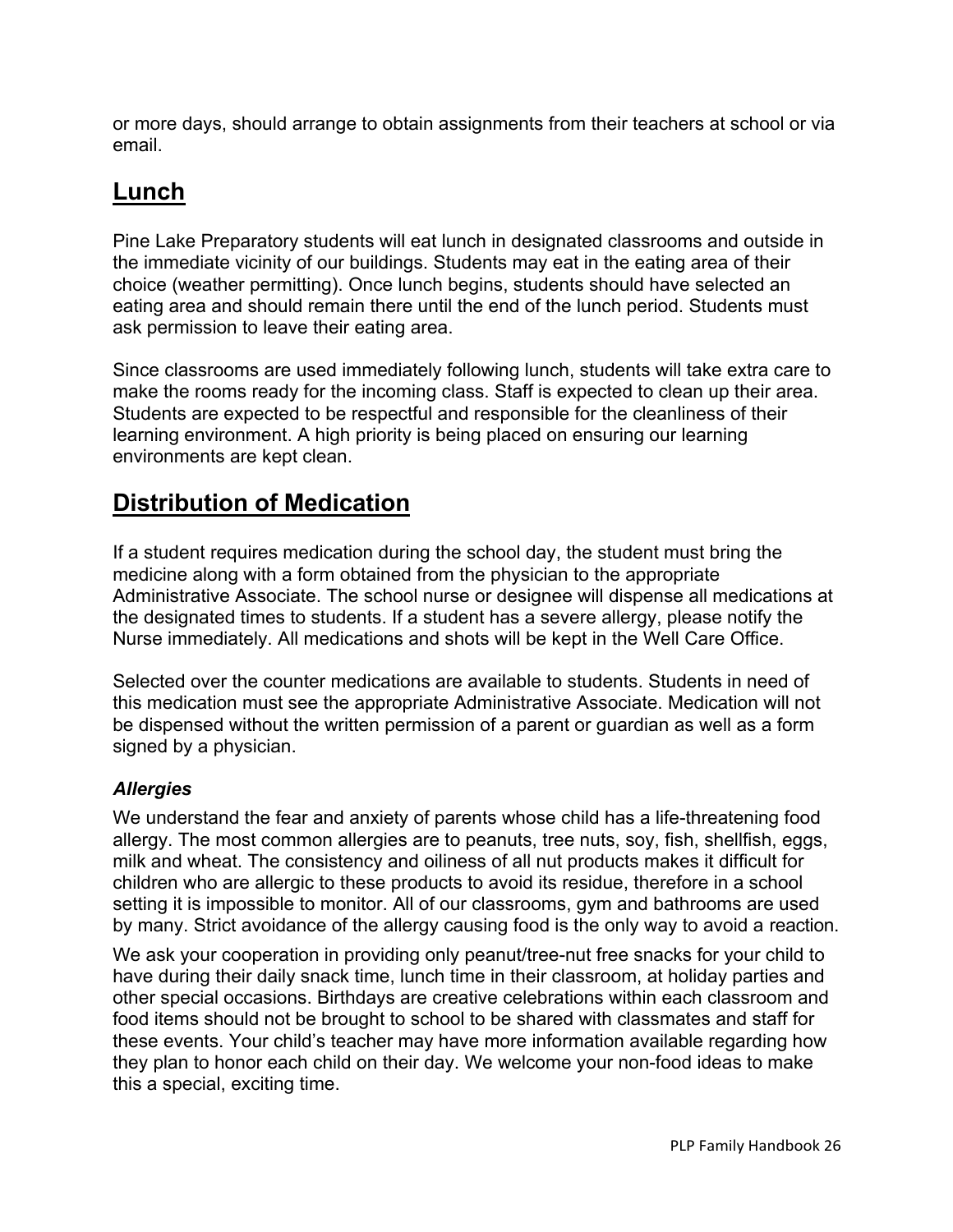or more days, should arrange to obtain assignments from their teachers at school or via email.

## Lunch

Pine Lake Preparatory students will eat lunch in designated classrooms and outside in the immediate vicinity of our buildings. Students may eat in the eating area of their choice (weather permitting). Once lunch begins, students should have selected an eating area and should remain there until the end of the lunch period. Students must ask permission to leave their eating area.

Since classrooms are used immediately following lunch, students will take extra care to make the rooms ready for the incoming class. Staff is expected to clean up their area. Students are expected to be respectful and responsible for the cleanliness of their learning environment. A high priority is being placed on ensuring our learning environments are kept clean.

## Distribution of Medication

If a student requires medication during the school day, the student must bring the medicine along with a form obtained from the physician to the appropriate Administrative Associate. The school nurse or designee will dispense all medications at the designated times to students. If a student has a severe allergy, please notify the Nurse immediately. All medications and shots will be kept in the Well Care Office.

Selected over the counter medications are available to students. Students in need of this medication must see the appropriate Administrative Associate. Medication will not be dispensed without the written permission of a parent or guardian as well as a form signed by a physician.

### *Allergies*

We understand the fear and anxiety of parents whose child has a life-threatening food allergy. The most common allergies are to peanuts, tree nuts, soy, fish, shellfish, eggs, milk and wheat. The consistency and oiliness of all nut products makes it difficult for children who are allergic to these products to avoid its residue, therefore in a school setting it is impossible to monitor. All of our classrooms, gym and bathrooms are used by many. Strict avoidance of the allergy causing food is the only way to avoid a reaction.

We ask your cooperation in providing only peanut/tree-nut free snacks for your child to have during their daily snack time, lunch time in their classroom, at holiday parties and other special occasions. Birthdays are creative celebrations within each classroom and food items should not be brought to school to be shared with classmates and staff for these events. Your child's teacher may have more information available regarding how they plan to honor each child on their day. We welcome your non-food ideas to make this a special, exciting time.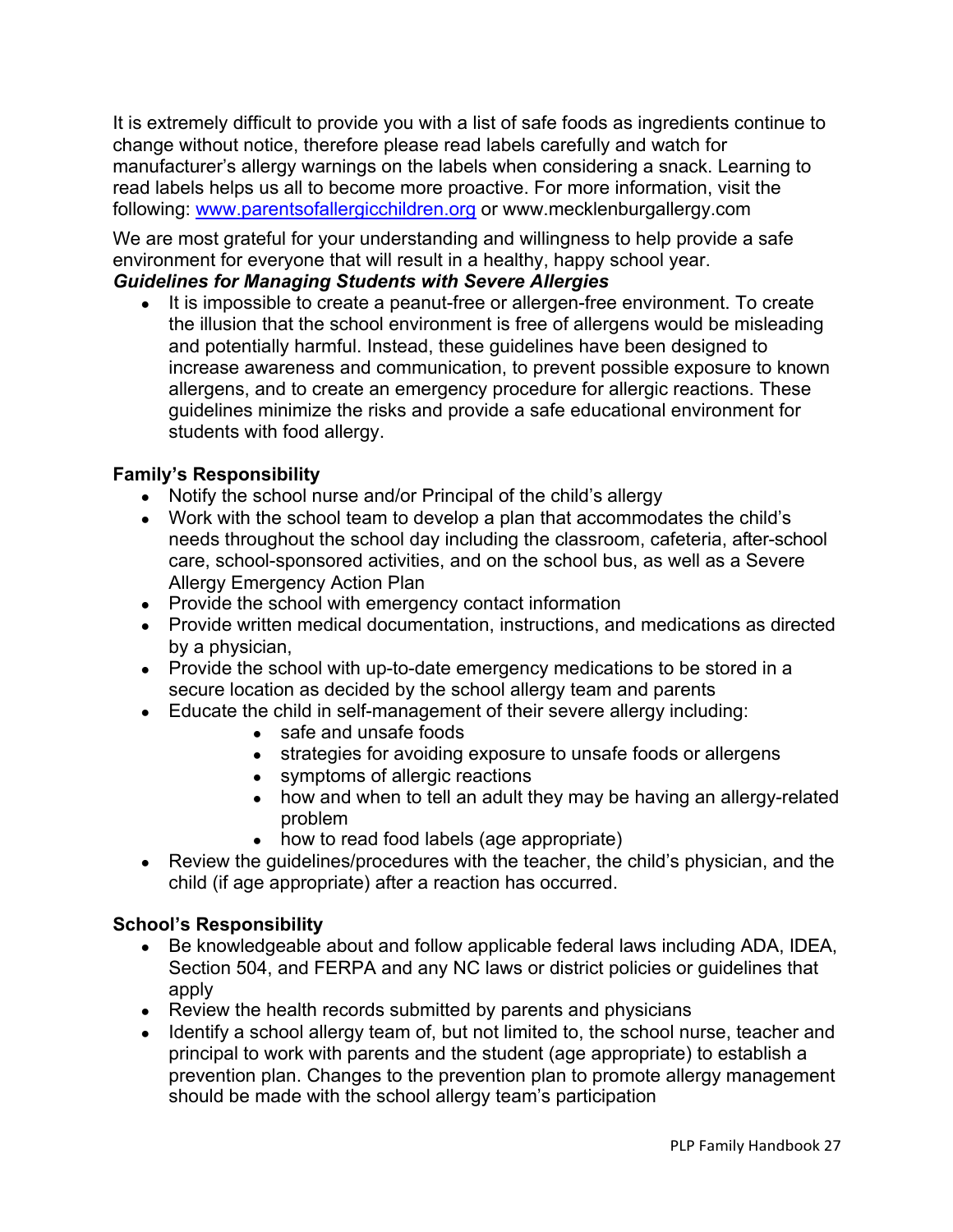It is extremely difficult to provide you with a list of safe foods as ingredients continue to change without notice, therefore please read labels carefully and watch for manufacturer's allergy warnings on the labels when considering a snack. Learning to read labels helps us all to become more proactive. For more information, visit the following: [www.parentsofallergicchildren.org](http://www.parentsofallergicchildren.org) or www.mecklenburgallergy.com

We are most grateful for your understanding and willingness to help provide a safe environment for everyone that will result in a healthy, happy school year.

***Guidelines for Managing Students with Severe Allergies***

- It is impossible to create a peanut-free or allergen-free environment. To create the illusion that the school environment is free of allergens would be misleading and potentially harmful. Instead, these guidelines have been designed to increase awareness and communication, to prevent possible exposure to known allergens, and to create an emergency procedure for allergic reactions. These guidelines minimize the risks and provide a safe educational environment for students with food allergy.

**Family's Responsibility**

- Notify the school nurse and/or Principal of the child's allergy
- Work with the school team to develop a plan that accommodates the child's needs throughout the school day including the classroom, cafeteria, after-school care, school-sponsored activities, and on the school bus, as well as a Severe Allergy Emergency Action Plan
- Provide the school with emergency contact information
- Provide written medical documentation, instructions, and medications as directed by a physician,
- Provide the school with up-to-date emergency medications to be stored in a secure location as decided by the school allergy team and parents
- Educate the child in self-management of their severe allergy including:
  - safe and unsafe foods
  - strategies for avoiding exposure to unsafe foods or allergens
  - symptoms of allergic reactions
  - how and when to tell an adult they may be having an allergy-related problem
  - how to read food labels (age appropriate)
- Review the guidelines/procedures with the teacher, the child's physician, and the child (if age appropriate) after a reaction has occurred.

**School's Responsibility**

- Be knowledgeable about and follow applicable federal laws including ADA, IDEA, Section 504, and FERPA and any NC laws or district policies or guidelines that apply
- Review the health records submitted by parents and physicians
- Identify a school allergy team of, but not limited to, the school nurse, teacher and principal to work with parents and the student (age appropriate) to establish a prevention plan. Changes to the prevention plan to promote allergy management should be made with the school allergy team's participation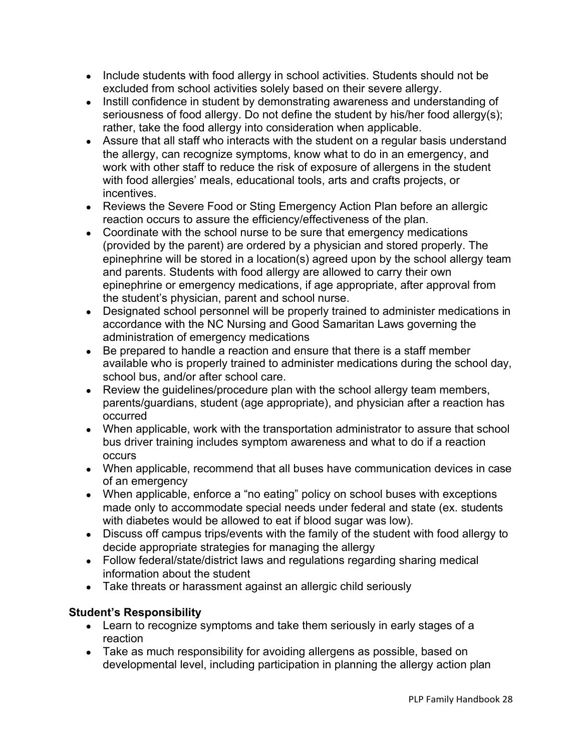- Include students with food allergy in school activities. Students should not be excluded from school activities solely based on their severe allergy.
- Instill confidence in student by demonstrating awareness and understanding of seriousness of food allergy. Do not define the student by his/her food allergy(s); rather, take the food allergy into consideration when applicable.
- Assure that all staff who interacts with the student on a regular basis understand the allergy, can recognize symptoms, know what to do in an emergency, and work with other staff to reduce the risk of exposure of allergens in the student with food allergies' meals, educational tools, arts and crafts projects, or incentives.
- Reviews the Severe Food or Sting Emergency Action Plan before an allergic reaction occurs to assure the efficiency/effectiveness of the plan.
- Coordinate with the school nurse to be sure that emergency medications (provided by the parent) are ordered by a physician and stored properly. The epinephrine will be stored in a location(s) agreed upon by the school allergy team and parents. Students with food allergy are allowed to carry their own epinephrine or emergency medications, if age appropriate, after approval from the student's physician, parent and school nurse.
- Designated school personnel will be properly trained to administer medications in accordance with the NC Nursing and Good Samaritan Laws governing the administration of emergency medications
- Be prepared to handle a reaction and ensure that there is a staff member available who is properly trained to administer medications during the school day, school bus, and/or after school care.
- Review the guidelines/procedure plan with the school allergy team members, parents/guardians, student (age appropriate), and physician after a reaction has occurred
- When applicable, work with the transportation administrator to assure that school bus driver training includes symptom awareness and what to do if a reaction occurs
- When applicable, recommend that all buses have communication devices in case of an emergency
- When applicable, enforce a "no eating" policy on school buses with exceptions made only to accommodate special needs under federal and state (ex. students with diabetes would be allowed to eat if blood sugar was low).
- Discuss off campus trips/events with the family of the student with food allergy to decide appropriate strategies for managing the allergy
- Follow federal/state/district laws and regulations regarding sharing medical information about the student
- Take threats or harassment against an allergic child seriously

**Student's Responsibility**

- Learn to recognize symptoms and take them seriously in early stages of a reaction
- Take as much responsibility for avoiding allergens as possible, based on developmental level, including participation in planning the allergy action plan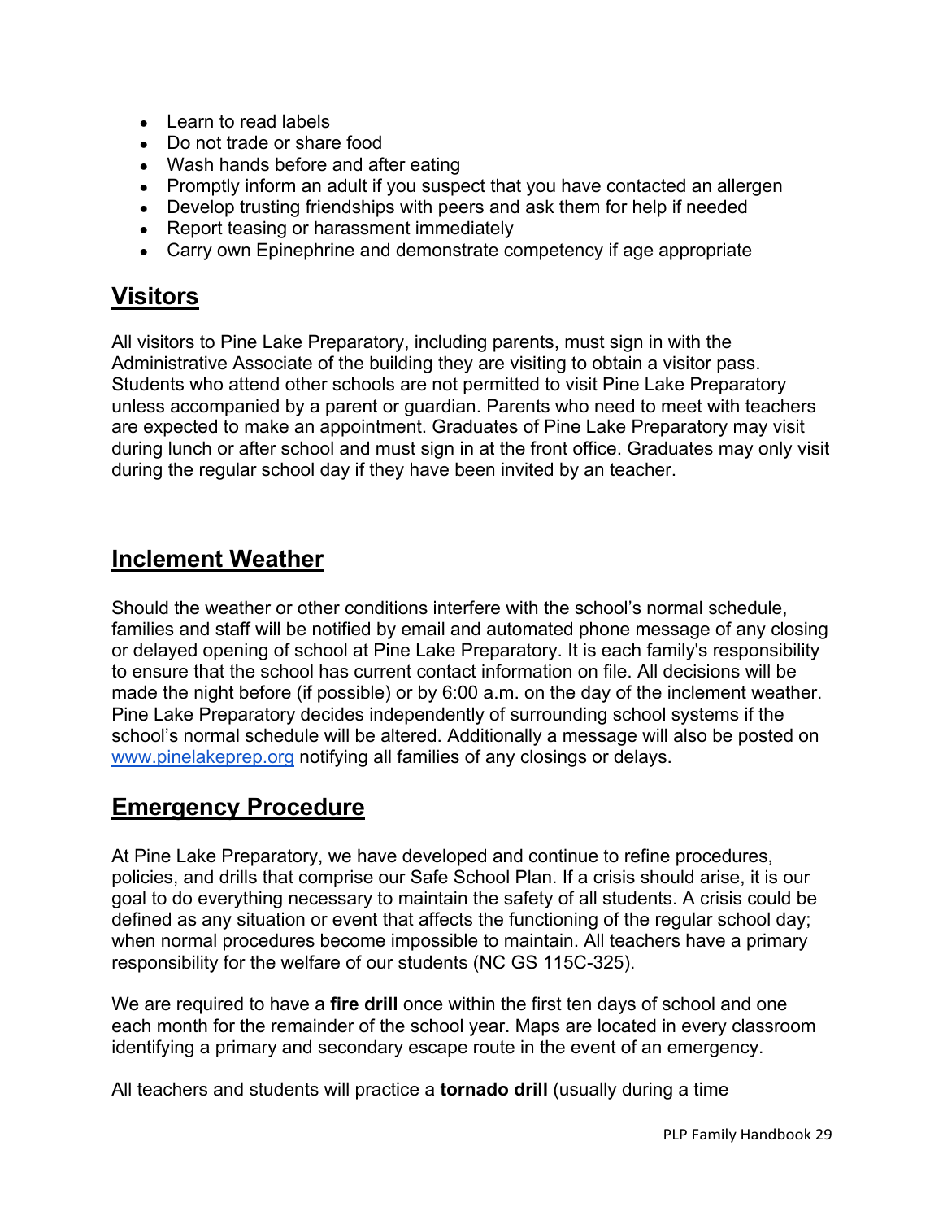- Learn to read labels
- Do not trade or share food
- Wash hands before and after eating
- Promptly inform an adult if you suspect that you have contacted an allergen
- Develop trusting friendships with peers and ask them for help if needed
- Report teasing or harassment immediately
- Carry own Epinephrine and demonstrate competency if age appropriate

## Visitors

All visitors to Pine Lake Preparatory, including parents, must sign in with the Administrative Associate of the building they are visiting to obtain a visitor pass. Students who attend other schools are not permitted to visit Pine Lake Preparatory unless accompanied by a parent or guardian. Parents who need to meet with teachers are expected to make an appointment. Graduates of Pine Lake Preparatory may visit during lunch or after school and must sign in at the front office. Graduates may only visit during the regular school day if they have been invited by an teacher.

## Inclement Weather

Should the weather or other conditions interfere with the school's normal schedule, families and staff will be notified by email and automated phone message of any closing or delayed opening of school at Pine Lake Preparatory. It is each family's responsibility to ensure that the school has current contact information on file. All decisions will be made the night before (if possible) or by 6:00 a.m. on the day of the inclement weather. Pine Lake Preparatory decides independently of surrounding school systems if the school's normal schedule will be altered. Additionally a message will also be posted on [www.pinelakeprep.org](http://www.pinelakeprep.org) notifying all families of any closings or delays.

## Emergency Procedure

At Pine Lake Preparatory, we have developed and continue to refine procedures, policies, and drills that comprise our Safe School Plan. If a crisis should arise, it is our goal to do everything necessary to maintain the safety of all students. A crisis could be defined as any situation or event that affects the functioning of the regular school day; when normal procedures become impossible to maintain. All teachers have a primary responsibility for the welfare of our students (NC GS 115C-325).

We are required to have a **fire drill** once within the first ten days of school and one each month for the remainder of the school year. Maps are located in every classroom identifying a primary and secondary escape route in the event of an emergency.

All teachers and students will practice a **tornado drill** (usually during a time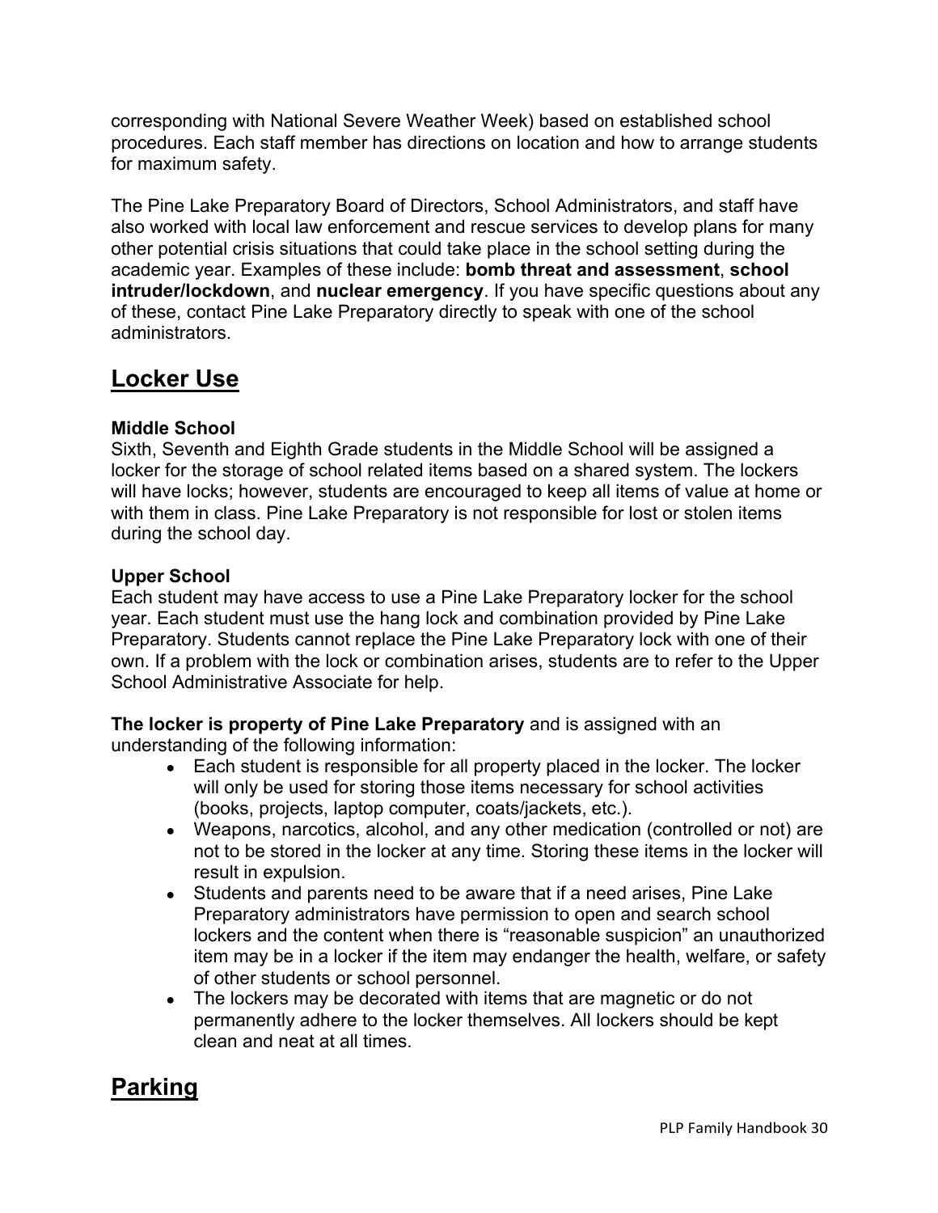corresponding with National Severe Weather Week) based on established school procedures. Each staff member has directions on location and how to arrange students for maximum safety.

The Pine Lake Preparatory Board of Directors, School Administrators, and staff have also worked with local law enforcement and rescue services to develop plans for many other potential crisis situations that could take place in the school setting during the academic year. Examples of these include: **bomb threat and assessment**, **school intruder/lockdown**, and **nuclear emergency**. If you have specific questions about any of these, contact Pine Lake Preparatory directly to speak with one of the school administrators.

## Locker Use

**Middle School**
Sixth, Seventh and Eighth Grade students in the Middle School will be assigned a locker for the storage of school related items based on a shared system. The lockers will have locks; however, students are encouraged to keep all items of value at home or with them in class. Pine Lake Preparatory is not responsible for lost or stolen items during the school day.

**Upper School**
Each student may have access to use a Pine Lake Preparatory locker for the school year. Each student must use the hang lock and combination provided by Pine Lake Preparatory. Students cannot replace the Pine Lake Preparatory lock with one of their own. If a problem with the lock or combination arises, students are to refer to the Upper School Administrative Associate for help.

**The locker is property of Pine Lake Preparatory** and is assigned with an understanding of the following information:

- Each student is responsible for all property placed in the locker. The locker will only be used for storing those items necessary for school activities (books, projects, laptop computer, coats/jackets, etc.).
- Weapons, narcotics, alcohol, and any other medication (controlled or not) are not to be stored in the locker at any time. Storing these items in the locker will result in expulsion.
- Students and parents need to be aware that if a need arises, Pine Lake Preparatory administrators have permission to open and search school lockers and the content when there is "reasonable suspicion" an unauthorized item may be in a locker if the item may endanger the health, welfare, or safety of other students or school personnel.
- The lockers may be decorated with items that are magnetic or do not permanently adhere to the locker themselves. All lockers should be kept clean and neat at all times.

## Parking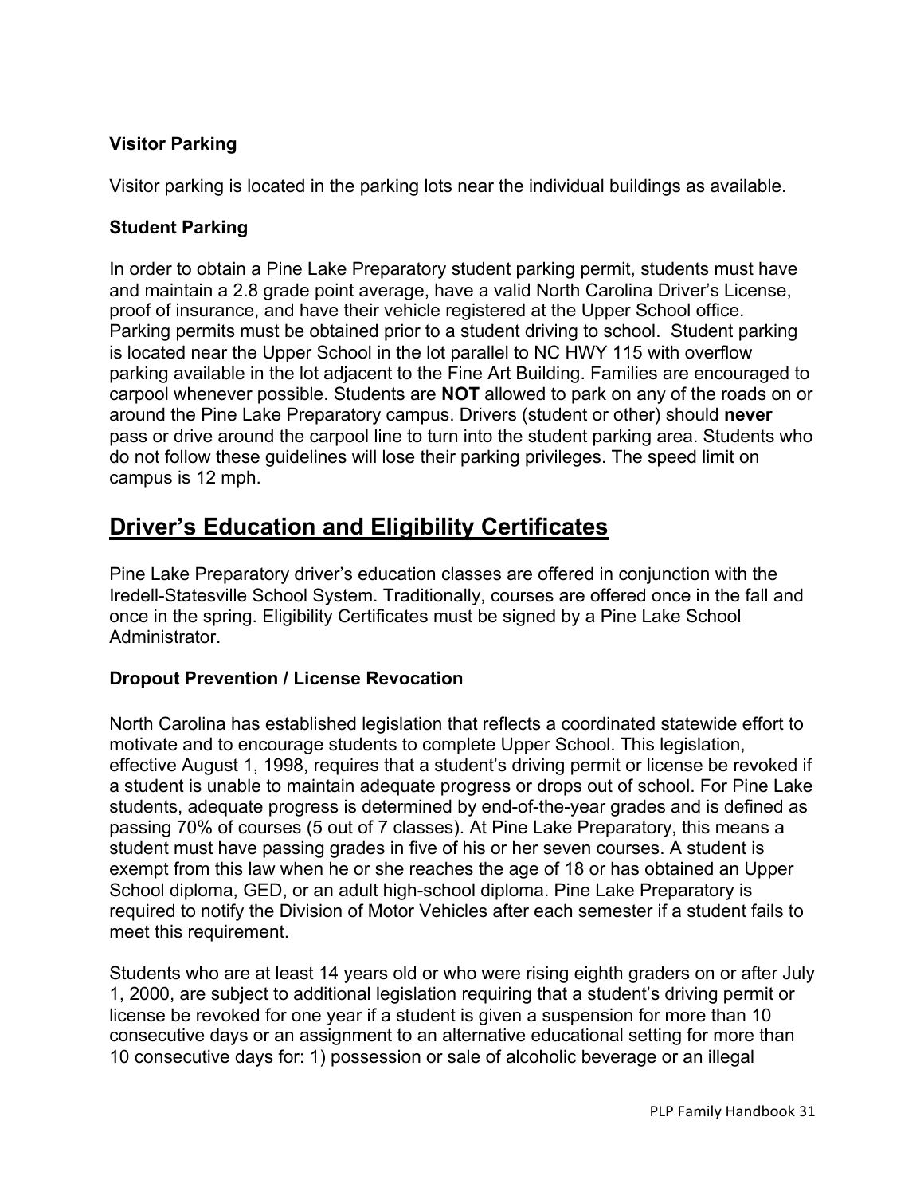### Visitor Parking

Visitor parking is located in the parking lots near the individual buildings as available.

### Student Parking

In order to obtain a Pine Lake Preparatory student parking permit, students must have and maintain a 2.8 grade point average, have a valid North Carolina Driver's License, proof of insurance, and have their vehicle registered at the Upper School office. Parking permits must be obtained prior to a student driving to school. Student parking is located near the Upper School in the lot parallel to NC HWY 115 with overflow parking available in the lot adjacent to the Fine Art Building. Families are encouraged to carpool whenever possible. Students are **NOT** allowed to park on any of the roads on or around the Pine Lake Preparatory campus. Drivers (student or other) should **never** pass or drive around the carpool line to turn into the student parking area. Students who do not follow these guidelines will lose their parking privileges. The speed limit on campus is 12 mph.

## Driver's Education and Eligibility Certificates

Pine Lake Preparatory driver's education classes are offered in conjunction with the Iredell-Statesville School System. Traditionally, courses are offered once in the fall and once in the spring. Eligibility Certificates must be signed by a Pine Lake School Administrator.

### Dropout Prevention / License Revocation

North Carolina has established legislation that reflects a coordinated statewide effort to motivate and to encourage students to complete Upper School. This legislation, effective August 1, 1998, requires that a student's driving permit or license be revoked if a student is unable to maintain adequate progress or drops out of school. For Pine Lake students, adequate progress is determined by end-of-the-year grades and is defined as passing 70% of courses (5 out of 7 classes). At Pine Lake Preparatory, this means a student must have passing grades in five of his or her seven courses. A student is exempt from this law when he or she reaches the age of 18 or has obtained an Upper School diploma, GED, or an adult high-school diploma. Pine Lake Preparatory is required to notify the Division of Motor Vehicles after each semester if a student fails to meet this requirement.

Students who are at least 14 years old or who were rising eighth graders on or after July 1, 2000, are subject to additional legislation requiring that a student's driving permit or license be revoked for one year if a student is given a suspension for more than 10 consecutive days or an assignment to an alternative educational setting for more than 10 consecutive days for: 1) possession or sale of alcoholic beverage or an illegal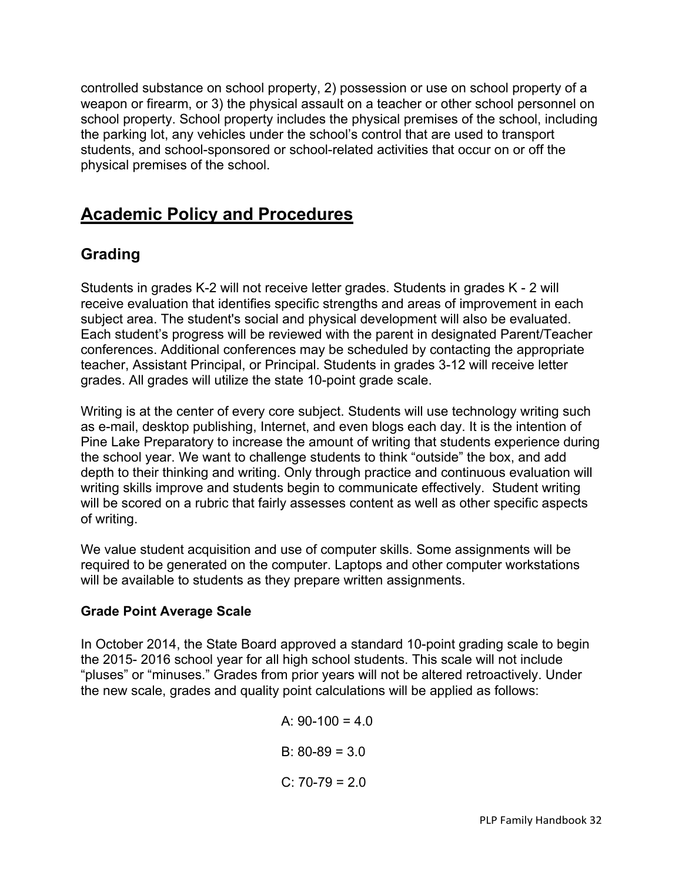controlled substance on school property, 2) possession or use on school property of a weapon or firearm, or 3) the physical assault on a teacher or other school personnel on school property. School property includes the physical premises of the school, including the parking lot, any vehicles under the school's control that are used to transport students, and school-sponsored or school-related activities that occur on or off the physical premises of the school.

# Academic Policy and Procedures

## Grading

Students in grades K-2 will not receive letter grades. Students in grades K - 2 will receive evaluation that identifies specific strengths and areas of improvement in each subject area. The student's social and physical development will also be evaluated. Each student's progress will be reviewed with the parent in designated Parent/Teacher conferences. Additional conferences may be scheduled by contacting the appropriate teacher, Assistant Principal, or Principal. Students in grades 3-12 will receive letter grades. All grades will utilize the state 10-point grade scale.

Writing is at the center of every core subject. Students will use technology writing such as e-mail, desktop publishing, Internet, and even blogs each day. It is the intention of Pine Lake Preparatory to increase the amount of writing that students experience during the school year. We want to challenge students to think "outside" the box, and add depth to their thinking and writing. Only through practice and continuous evaluation will writing skills improve and students begin to communicate effectively. Student writing will be scored on a rubric that fairly assesses content as well as other specific aspects of writing.

We value student acquisition and use of computer skills. Some assignments will be required to be generated on the computer. Laptops and other computer workstations will be available to students as they prepare written assignments.

### Grade Point Average Scale

In October 2014, the State Board approved a standard 10-point grading scale to begin the 2015- 2016 school year for all high school students. This scale will not include "pluses" or "minuses." Grades from prior years will not be altered retroactively. Under the new scale, grades and quality point calculations will be applied as follows:

A: 90-100 = 4.0

B: 80-89 = 3.0

C: 70-79 = 2.0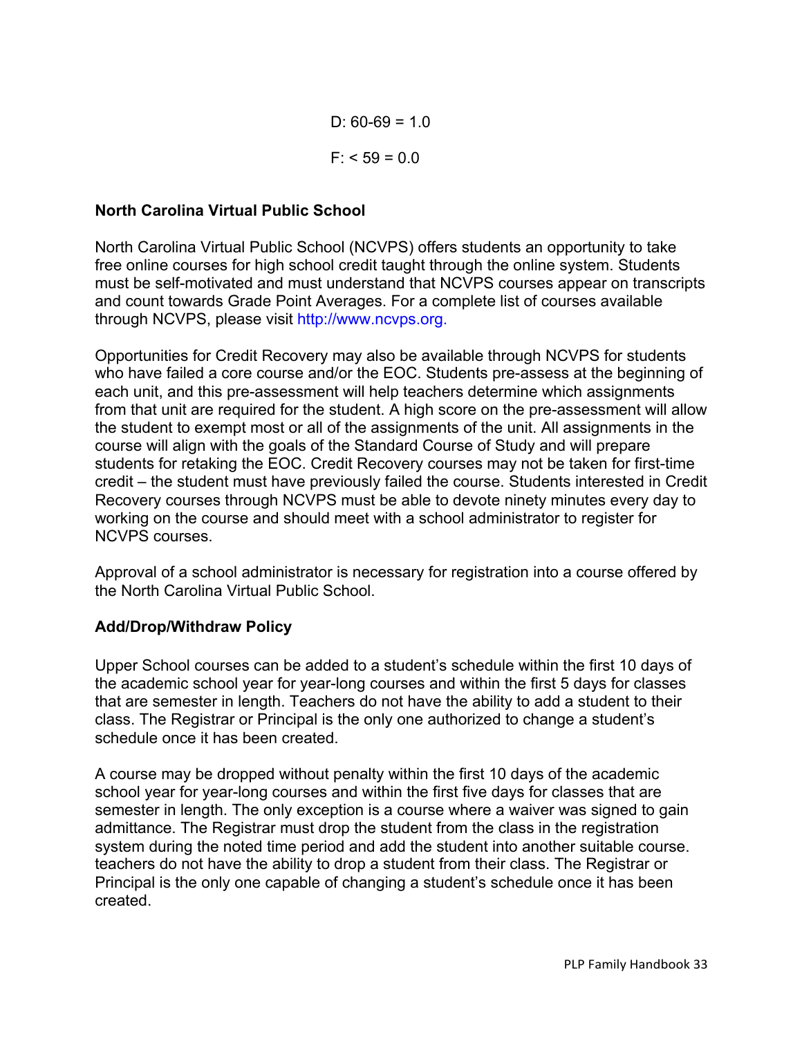D: 60-69 = 1.0

F: < 59 = 0.0

**North Carolina Virtual Public School**

North Carolina Virtual Public School (NCVPS) offers students an opportunity to take free online courses for high school credit taught through the online system. Students must be self-motivated and must understand that NCVPS courses appear on transcripts and count towards Grade Point Averages. For a complete list of courses available through NCVPS, please visit http://www.ncvps.org.

Opportunities for Credit Recovery may also be available through NCVPS for students who have failed a core course and/or the EOC. Students pre-assess at the beginning of each unit, and this pre-assessment will help teachers determine which assignments from that unit are required for the student. A high score on the pre-assessment will allow the student to exempt most or all of the assignments of the unit. All assignments in the course will align with the goals of the Standard Course of Study and will prepare students for retaking the EOC. Credit Recovery courses may not be taken for first-time credit – the student must have previously failed the course. Students interested in Credit Recovery courses through NCVPS must be able to devote ninety minutes every day to working on the course and should meet with a school administrator to register for NCVPS courses.

Approval of a school administrator is necessary for registration into a course offered by the North Carolina Virtual Public School.

**Add/Drop/Withdraw Policy**

Upper School courses can be added to a student's schedule within the first 10 days of the academic school year for year-long courses and within the first 5 days for classes that are semester in length. Teachers do not have the ability to add a student to their class. The Registrar or Principal is the only one authorized to change a student's schedule once it has been created.

A course may be dropped without penalty within the first 10 days of the academic school year for year-long courses and within the first five days for classes that are semester in length. The only exception is a course where a waiver was signed to gain admittance. The Registrar must drop the student from the class in the registration system during the noted time period and add the student into another suitable course. teachers do not have the ability to drop a student from their class. The Registrar or Principal is the only one capable of changing a student's schedule once it has been created.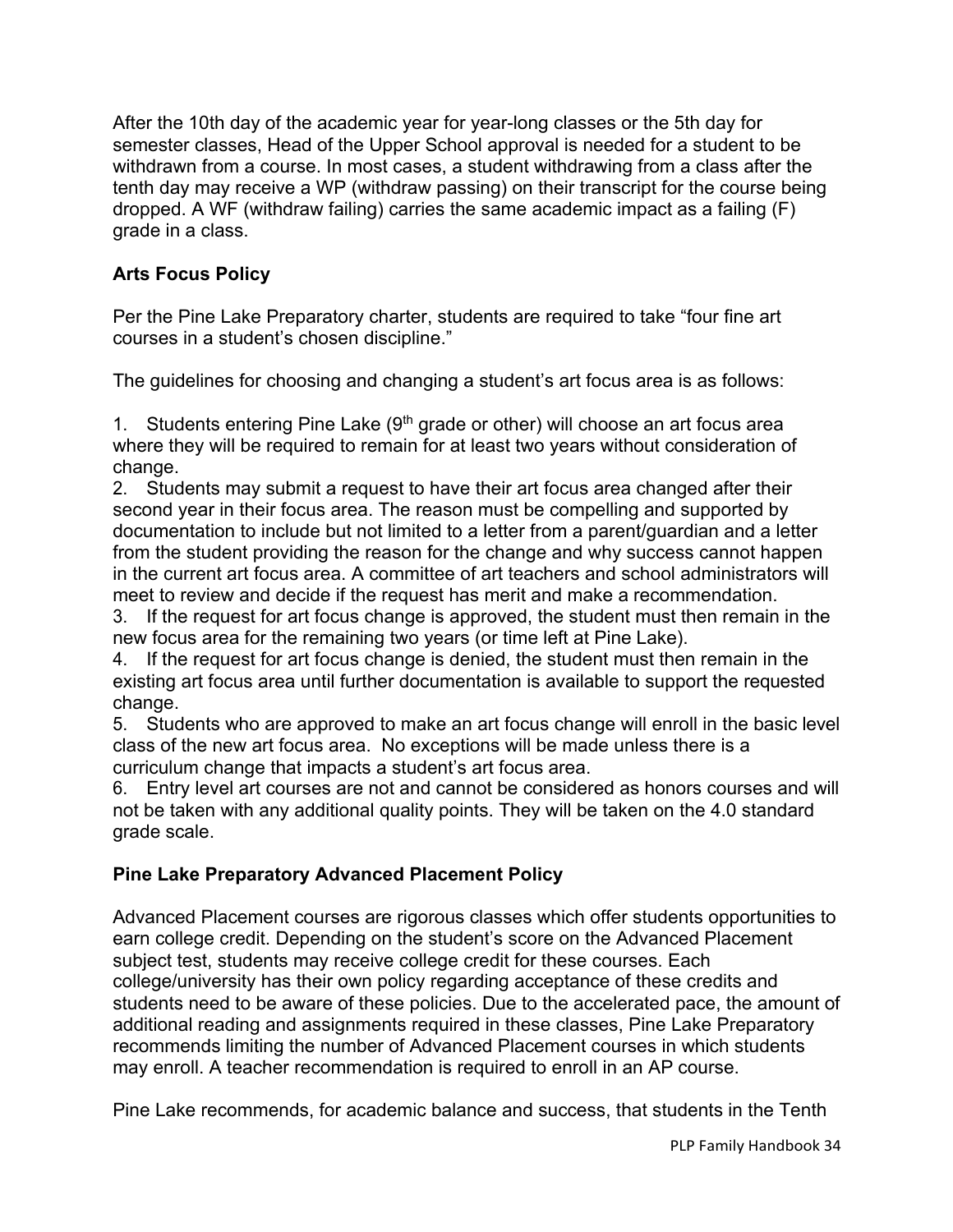After the 10th day of the academic year for year-long classes or the 5th day for semester classes, Head of the Upper School approval is needed for a student to be withdrawn from a course. In most cases, a student withdrawing from a class after the tenth day may receive a WP (withdraw passing) on their transcript for the course being dropped. A WF (withdraw failing) carries the same academic impact as a failing (F) grade in a class.

**Arts Focus Policy**

Per the Pine Lake Preparatory charter, students are required to take "four fine art courses in a student's chosen discipline."

The guidelines for choosing and changing a student's art focus area is as follows:

1. Students entering Pine Lake (9th grade or other) will choose an art focus area where they will be required to remain for at least two years without consideration of change.
2. Students may submit a request to have their art focus area changed after their second year in their focus area. The reason must be compelling and supported by documentation to include but not limited to a letter from a parent/guardian and a letter from the student providing the reason for the change and why success cannot happen in the current art focus area. A committee of art teachers and school administrators will meet to review and decide if the request has merit and make a recommendation.
3. If the request for art focus change is approved, the student must then remain in the new focus area for the remaining two years (or time left at Pine Lake).
4. If the request for art focus change is denied, the student must then remain in the existing art focus area until further documentation is available to support the requested change.
5. Students who are approved to make an art focus change will enroll in the basic level class of the new art focus area. No exceptions will be made unless there is a curriculum change that impacts a student's art focus area.
6. Entry level art courses are not and cannot be considered as honors courses and will not be taken with any additional quality points. They will be taken on the 4.0 standard grade scale.

**Pine Lake Preparatory Advanced Placement Policy**

Advanced Placement courses are rigorous classes which offer students opportunities to earn college credit. Depending on the student's score on the Advanced Placement subject test, students may receive college credit for these courses. Each college/university has their own policy regarding acceptance of these credits and students need to be aware of these policies. Due to the accelerated pace, the amount of additional reading and assignments required in these classes, Pine Lake Preparatory recommends limiting the number of Advanced Placement courses in which students may enroll. A teacher recommendation is required to enroll in an AP course.

Pine Lake recommends, for academic balance and success, that students in the Tenth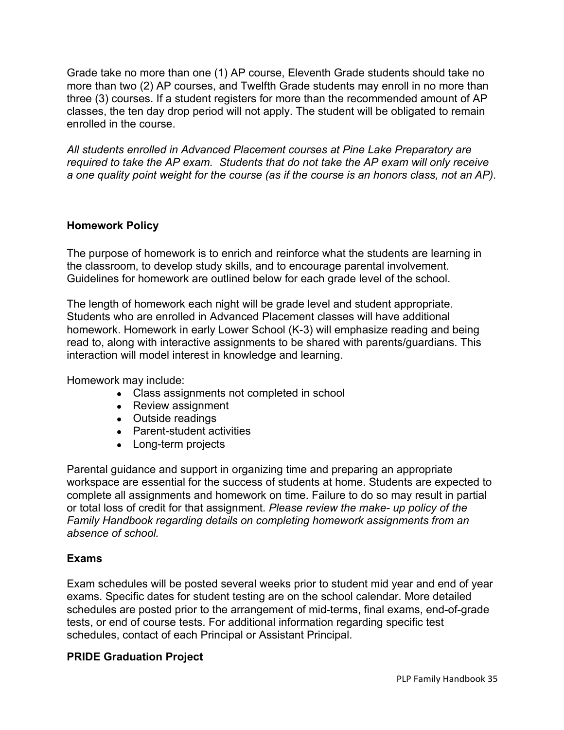Grade take no more than one (1) AP course, Eleventh Grade students should take no more than two (2) AP courses, and Twelfth Grade students may enroll in no more than three (3) courses. If a student registers for more than the recommended amount of AP classes, the ten day drop period will not apply. The student will be obligated to remain enrolled in the course.

*All students enrolled in Advanced Placement courses at Pine Lake Preparatory are required to take the AP exam. Students that do not take the AP exam will only receive a one quality point weight for the course (as if the course is an honors class, not an AP).*

## Homework Policy

The purpose of homework is to enrich and reinforce what the students are learning in the classroom, to develop study skills, and to encourage parental involvement. Guidelines for homework are outlined below for each grade level of the school.

The length of homework each night will be grade level and student appropriate. Students who are enrolled in Advanced Placement classes will have additional homework. Homework in early Lower School (K-3) will emphasize reading and being read to, along with interactive assignments to be shared with parents/guardians. This interaction will model interest in knowledge and learning.

Homework may include:

- Class assignments not completed in school
- Review assignment
- Outside readings
- Parent-student activities
- Long-term projects

Parental guidance and support in organizing time and preparing an appropriate workspace are essential for the success of students at home. Students are expected to complete all assignments and homework on time. Failure to do so may result in partial or total loss of credit for that assignment. *Please review the make- up policy of the Family Handbook regarding details on completing homework assignments from an absence of school.*

## Exams

Exam schedules will be posted several weeks prior to student mid year and end of year exams. Specific dates for student testing are on the school calendar. More detailed schedules are posted prior to the arrangement of mid-terms, final exams, end-of-grade tests, or end of course tests. For additional information regarding specific test schedules, contact of each Principal or Assistant Principal.

## PRIDE Graduation Project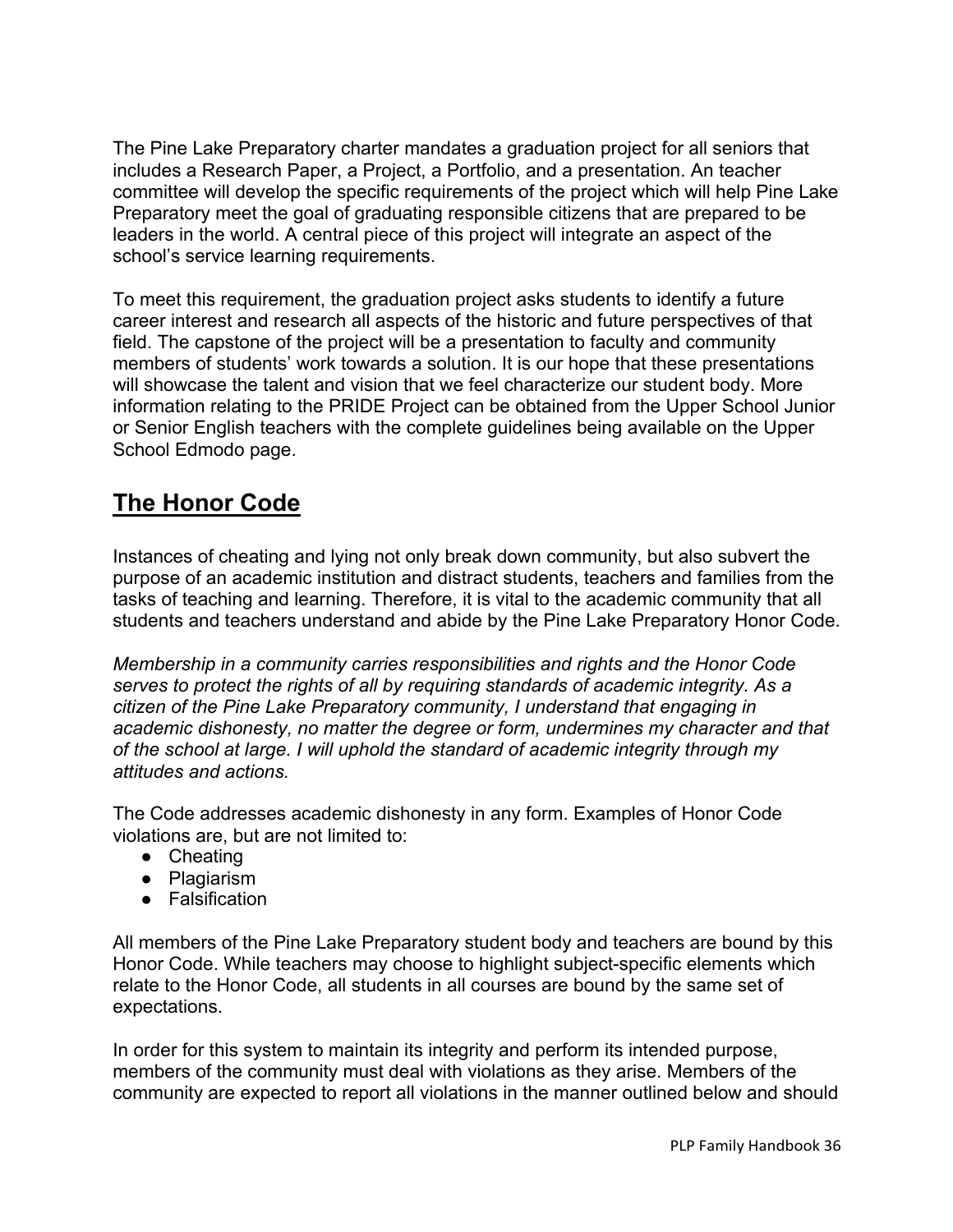The Pine Lake Preparatory charter mandates a graduation project for all seniors that includes a Research Paper, a Project, a Portfolio, and a presentation. An teacher committee will develop the specific requirements of the project which will help Pine Lake Preparatory meet the goal of graduating responsible citizens that are prepared to be leaders in the world. A central piece of this project will integrate an aspect of the school's service learning requirements.

To meet this requirement, the graduation project asks students to identify a future career interest and research all aspects of the historic and future perspectives of that field. The capstone of the project will be a presentation to faculty and community members of students' work towards a solution. It is our hope that these presentations will showcase the talent and vision that we feel characterize our student body. More information relating to the PRIDE Project can be obtained from the Upper School Junior or Senior English teachers with the complete guidelines being available on the Upper School Edmodo page.

## The Honor Code

Instances of cheating and lying not only break down community, but also subvert the purpose of an academic institution and distract students, teachers and families from the tasks of teaching and learning. Therefore, it is vital to the academic community that all students and teachers understand and abide by the Pine Lake Preparatory Honor Code.

*Membership in a community carries responsibilities and rights and the Honor Code serves to protect the rights of all by requiring standards of academic integrity. As a citizen of the Pine Lake Preparatory community, I understand that engaging in academic dishonesty, no matter the degree or form, undermines my character and that of the school at large. I will uphold the standard of academic integrity through my attitudes and actions.*

The Code addresses academic dishonesty in any form. Examples of Honor Code violations are, but are not limited to:

- Cheating
- Plagiarism
- Falsification

All members of the Pine Lake Preparatory student body and teachers are bound by this Honor Code. While teachers may choose to highlight subject-specific elements which relate to the Honor Code, all students in all courses are bound by the same set of expectations.

In order for this system to maintain its integrity and perform its intended purpose, members of the community must deal with violations as they arise. Members of the community are expected to report all violations in the manner outlined below and should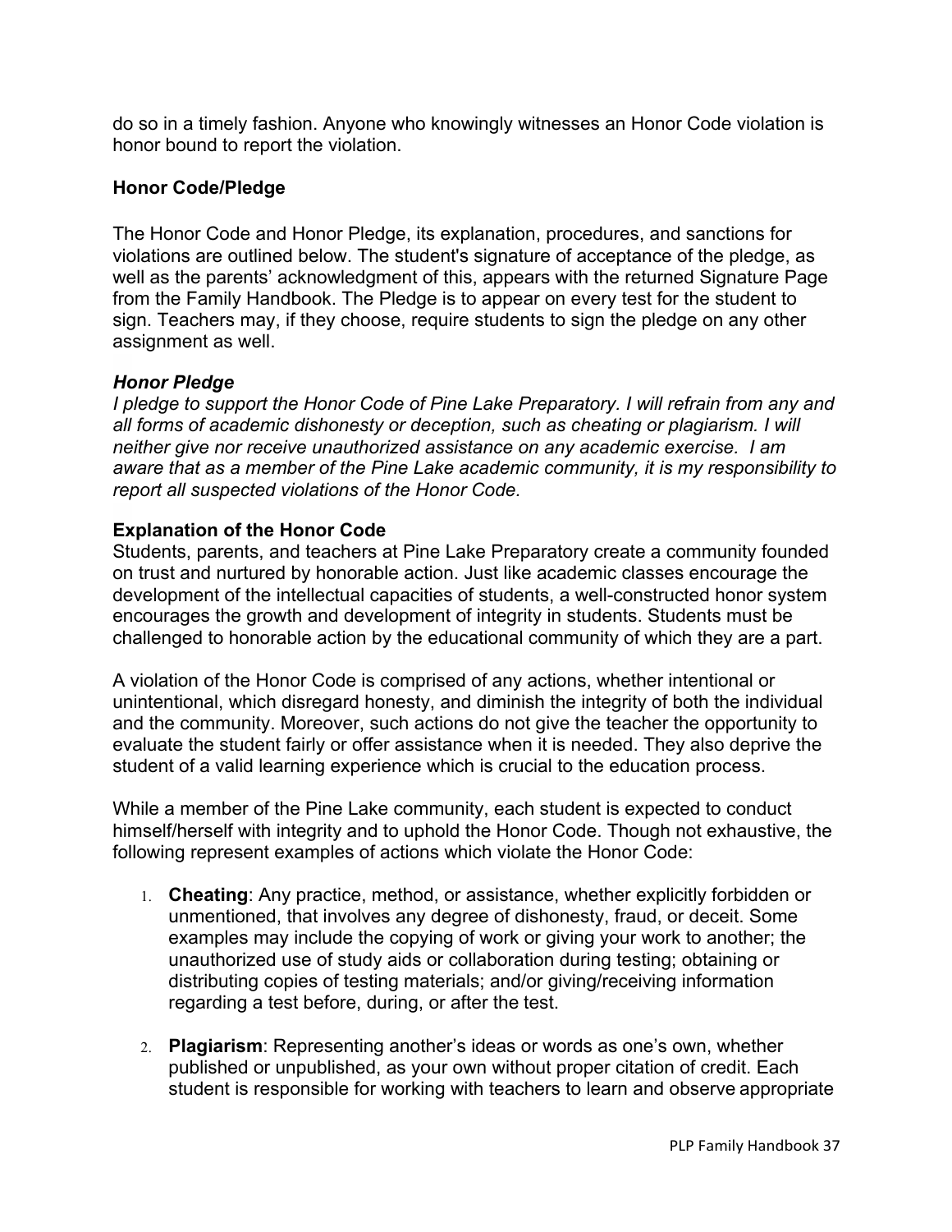do so in a timely fashion. Anyone who knowingly witnesses an Honor Code violation is honor bound to report the violation.

### Honor Code/Pledge

The Honor Code and Honor Pledge, its explanation, procedures, and sanctions for violations are outlined below. The student's signature of acceptance of the pledge, as well as the parents' acknowledgment of this, appears with the returned Signature Page from the Family Handbook. The Pledge is to appear on every test for the student to sign. Teachers may, if they choose, require students to sign the pledge on any other assignment as well.

***Honor Pledge***
*I pledge to support the Honor Code of Pine Lake Preparatory. I will refrain from any and all forms of academic dishonesty or deception, such as cheating or plagiarism. I will neither give nor receive unauthorized assistance on any academic exercise. I am aware that as a member of the Pine Lake academic community, it is my responsibility to report all suspected violations of the Honor Code.*

**Explanation of the Honor Code**
Students, parents, and teachers at Pine Lake Preparatory create a community founded on trust and nurtured by honorable action. Just like academic classes encourage the development of the intellectual capacities of students, a well-constructed honor system encourages the growth and development of integrity in students. Students must be challenged to honorable action by the educational community of which they are a part.

A violation of the Honor Code is comprised of any actions, whether intentional or unintentional, which disregard honesty, and diminish the integrity of both the individual and the community. Moreover, such actions do not give the teacher the opportunity to evaluate the student fairly or offer assistance when it is needed. They also deprive the student of a valid learning experience which is crucial to the education process.

While a member of the Pine Lake community, each student is expected to conduct himself/herself with integrity and to uphold the Honor Code. Though not exhaustive, the following represent examples of actions which violate the Honor Code:

1. **Cheating**: Any practice, method, or assistance, whether explicitly forbidden or unmentioned, that involves any degree of dishonesty, fraud, or deceit. Some examples may include the copying of work or giving your work to another; the unauthorized use of study aids or collaboration during testing; obtaining or distributing copies of testing materials; and/or giving/receiving information regarding a test before, during, or after the test.

2. **Plagiarism**: Representing another's ideas or words as one's own, whether published or unpublished, as your own without proper citation of credit. Each student is responsible for working with teachers to learn and observe appropriate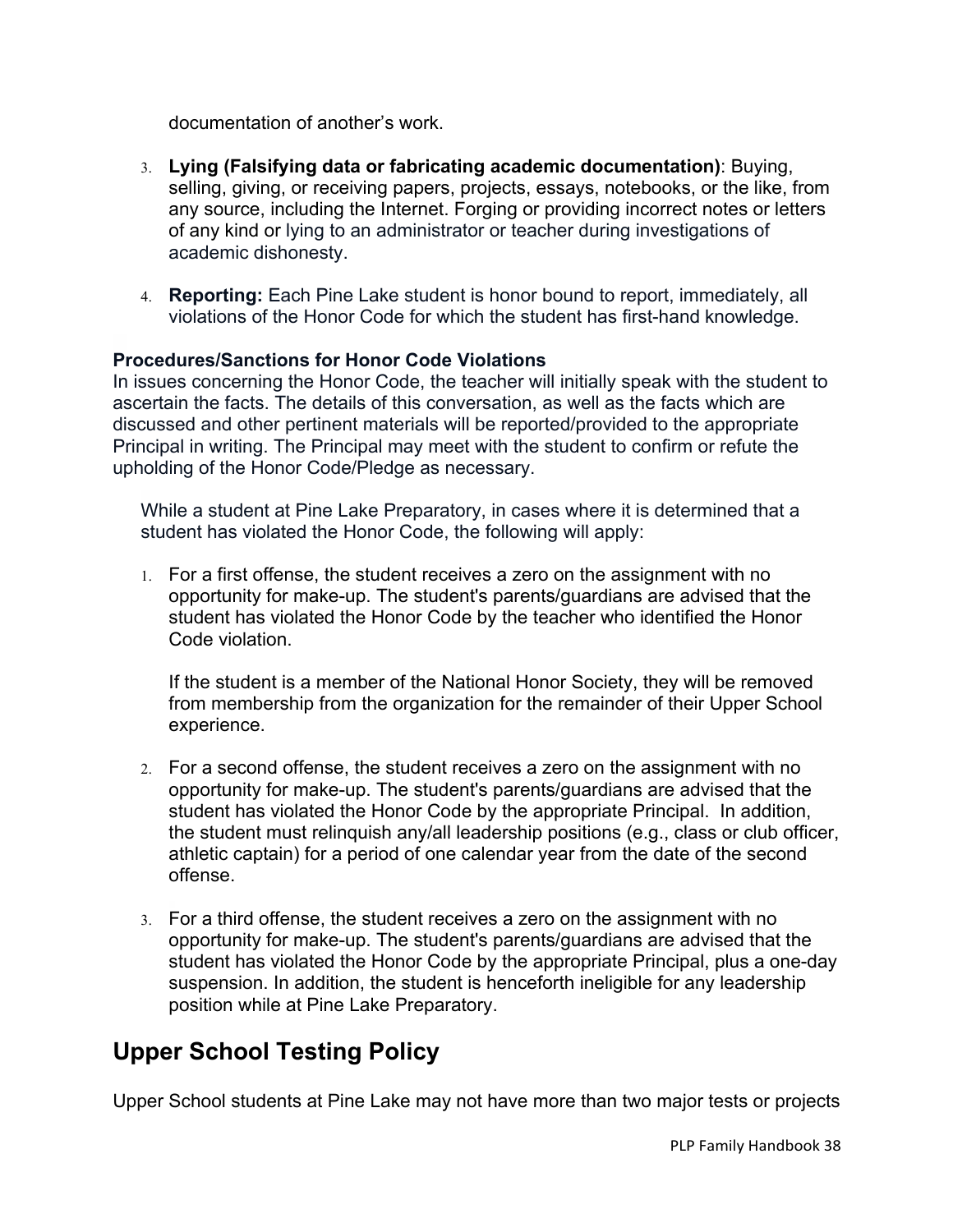documentation of another's work.

3. **Lying (Falsifying data or fabricating academic documentation)**: Buying, selling, giving, or receiving papers, projects, essays, notebooks, or the like, from any source, including the Internet. Forging or providing incorrect notes or letters of any kind or lying to an administrator or teacher during investigations of academic dishonesty.

4. **Reporting:** Each Pine Lake student is honor bound to report, immediately, all violations of the Honor Code for which the student has first-hand knowledge.

**Procedures/Sanctions for Honor Code Violations**
In issues concerning the Honor Code, the teacher will initially speak with the student to ascertain the facts. The details of this conversation, as well as the facts which are discussed and other pertinent materials will be reported/provided to the appropriate Principal in writing. The Principal may meet with the student to confirm or refute the upholding of the Honor Code/Pledge as necessary.

While a student at Pine Lake Preparatory, in cases where it is determined that a student has violated the Honor Code, the following will apply:

1. For a first offense, the student receives a zero on the assignment with no opportunity for make-up. The student's parents/guardians are advised that the student has violated the Honor Code by the teacher who identified the Honor Code violation.

   If the student is a member of the National Honor Society, they will be removed from membership from the organization for the remainder of their Upper School experience.

2. For a second offense, the student receives a zero on the assignment with no opportunity for make-up. The student's parents/guardians are advised that the student has violated the Honor Code by the appropriate Principal. In addition, the student must relinquish any/all leadership positions (e.g., class or club officer, athletic captain) for a period of one calendar year from the date of the second offense.

3. For a third offense, the student receives a zero on the assignment with no opportunity for make-up. The student's parents/guardians are advised that the student has violated the Honor Code by the appropriate Principal, plus a one-day suspension. In addition, the student is henceforth ineligible for any leadership position while at Pine Lake Preparatory.

## Upper School Testing Policy

Upper School students at Pine Lake may not have more than two major tests or projects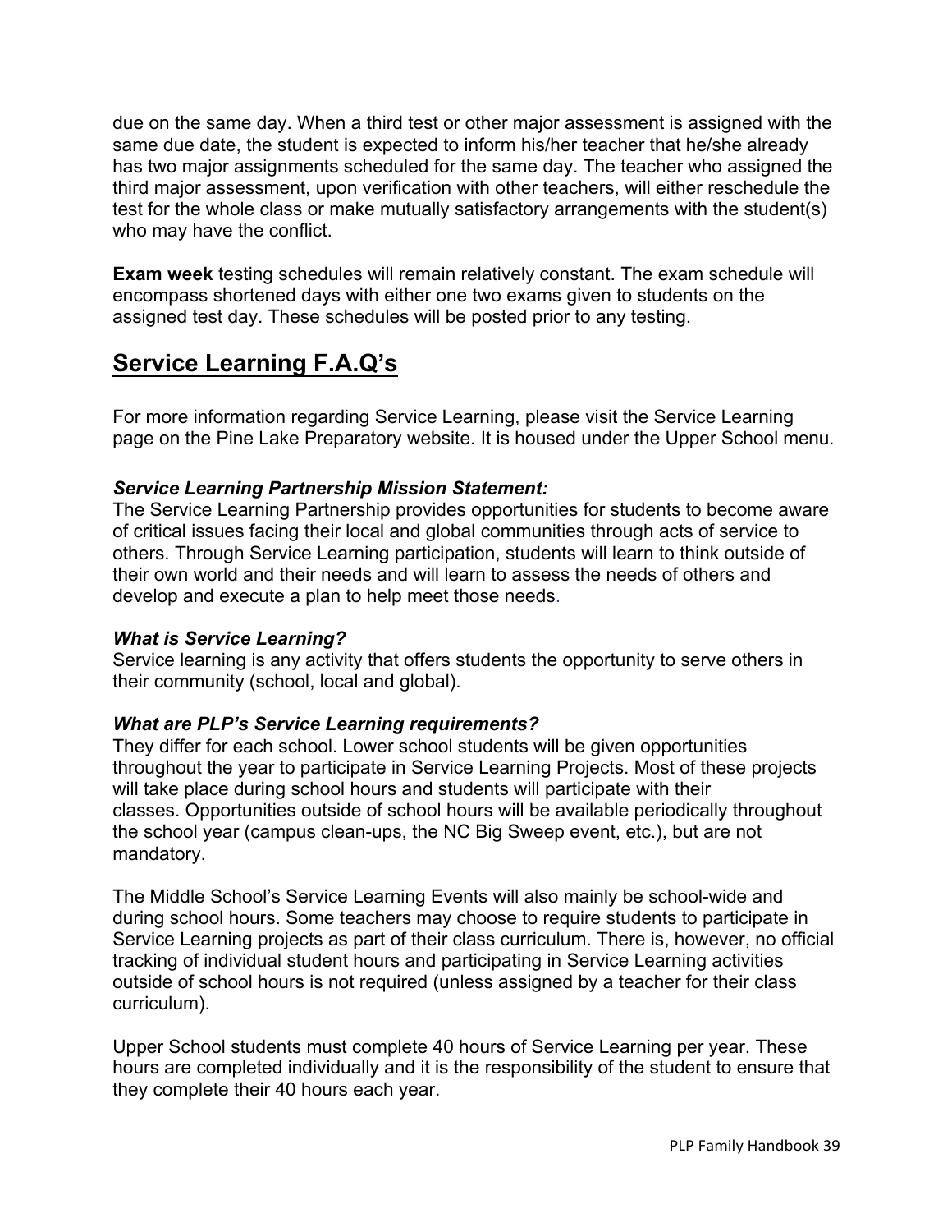due on the same day. When a third test or other major assessment is assigned with the same due date, the student is expected to inform his/her teacher that he/she already has two major assignments scheduled for the same day. The teacher who assigned the third major assessment, upon verification with other teachers, will either reschedule the test for the whole class or make mutually satisfactory arrangements with the student(s) who may have the conflict.

**Exam week** testing schedules will remain relatively constant. The exam schedule will encompass shortened days with either one two exams given to students on the assigned test day. These schedules will be posted prior to any testing.

## Service Learning F.A.Q's

For more information regarding Service Learning, please visit the Service Learning page on the Pine Lake Preparatory website. It is housed under the Upper School menu.

***Service Learning Partnership Mission Statement:***
The Service Learning Partnership provides opportunities for students to become aware of critical issues facing their local and global communities through acts of service to others. Through Service Learning participation, students will learn to think outside of their own world and their needs and will learn to assess the needs of others and develop and execute a plan to help meet those needs.

***What is Service Learning?***
Service learning is any activity that offers students the opportunity to serve others in their community (school, local and global).

***What are PLP's Service Learning requirements?***
They differ for each school. Lower school students will be given opportunities throughout the year to participate in Service Learning Projects. Most of these projects will take place during school hours and students will participate with their classes. Opportunities outside of school hours will be available periodically throughout the school year (campus clean-ups, the NC Big Sweep event, etc.), but are not mandatory.

The Middle School's Service Learning Events will also mainly be school-wide and during school hours. Some teachers may choose to require students to participate in Service Learning projects as part of their class curriculum. There is, however, no official tracking of individual student hours and participating in Service Learning activities outside of school hours is not required (unless assigned by a teacher for their class curriculum).

Upper School students must complete 40 hours of Service Learning per year. These hours are completed individually and it is the responsibility of the student to ensure that they complete their 40 hours each year.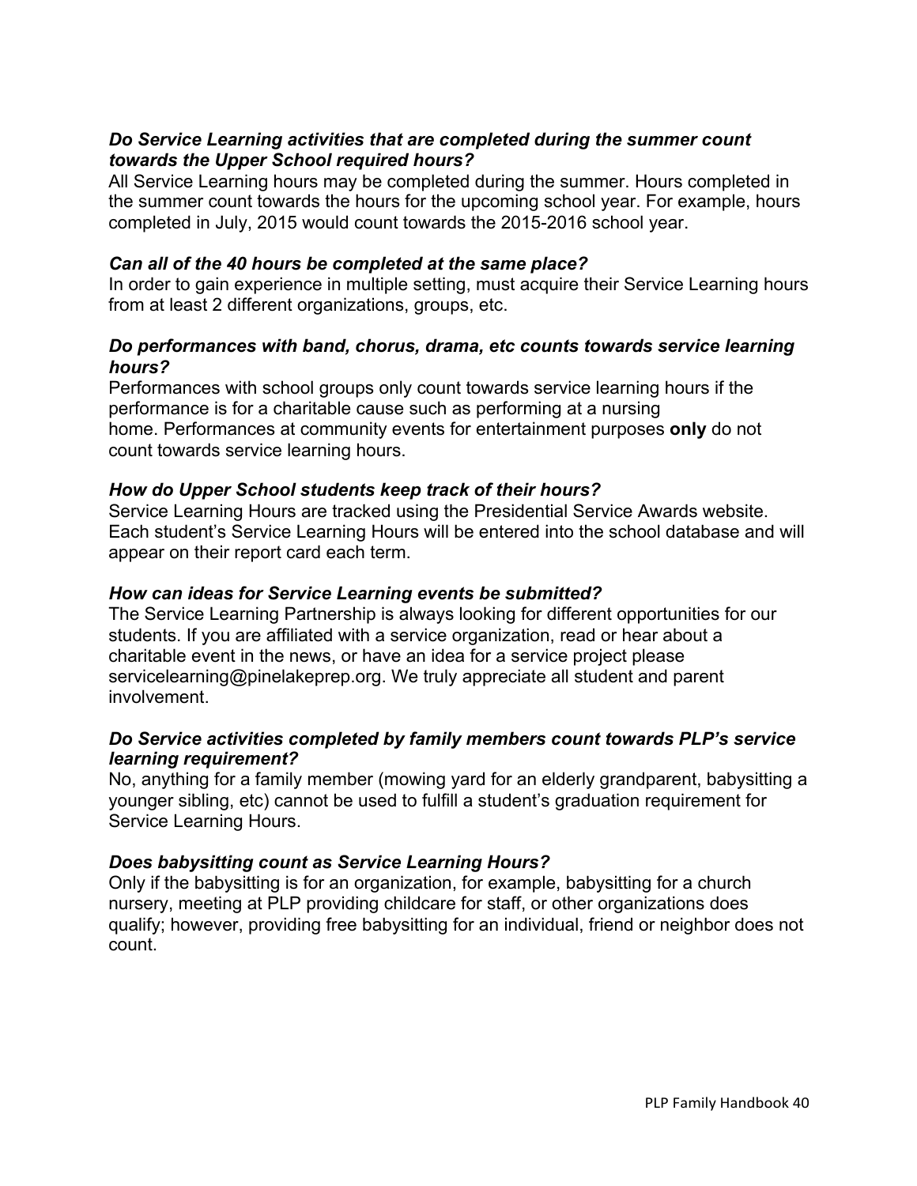***Do Service Learning activities that are completed during the summer count towards the Upper School required hours?***

All Service Learning hours may be completed during the summer. Hours completed in the summer count towards the hours for the upcoming school year. For example, hours completed in July, 2015 would count towards the 2015-2016 school year.

***Can all of the 40 hours be completed at the same place?***

In order to gain experience in multiple setting, must acquire their Service Learning hours from at least 2 different organizations, groups, etc.

***Do performances with band, chorus, drama, etc counts towards service learning hours?***

Performances with school groups only count towards service learning hours if the performance is for a charitable cause such as performing at a nursing home. Performances at community events for entertainment purposes **only** do not count towards service learning hours.

***How do Upper School students keep track of their hours?***

Service Learning Hours are tracked using the Presidential Service Awards website. Each student's Service Learning Hours will be entered into the school database and will appear on their report card each term.

***How can ideas for Service Learning events be submitted?***

The Service Learning Partnership is always looking for different opportunities for our students. If you are affiliated with a service organization, read or hear about a charitable event in the news, or have an idea for a service project please servicelearning@pinelakeprep.org. We truly appreciate all student and parent involvement.

***Do Service activities completed by family members count towards PLP's service learning requirement?***

No, anything for a family member (mowing yard for an elderly grandparent, babysitting a younger sibling, etc) cannot be used to fulfill a student's graduation requirement for Service Learning Hours.

***Does babysitting count as Service Learning Hours?***

Only if the babysitting is for an organization, for example, babysitting for a church nursery, meeting at PLP providing childcare for staff, or other organizations does qualify; however, providing free babysitting for an individual, friend or neighbor does not count.